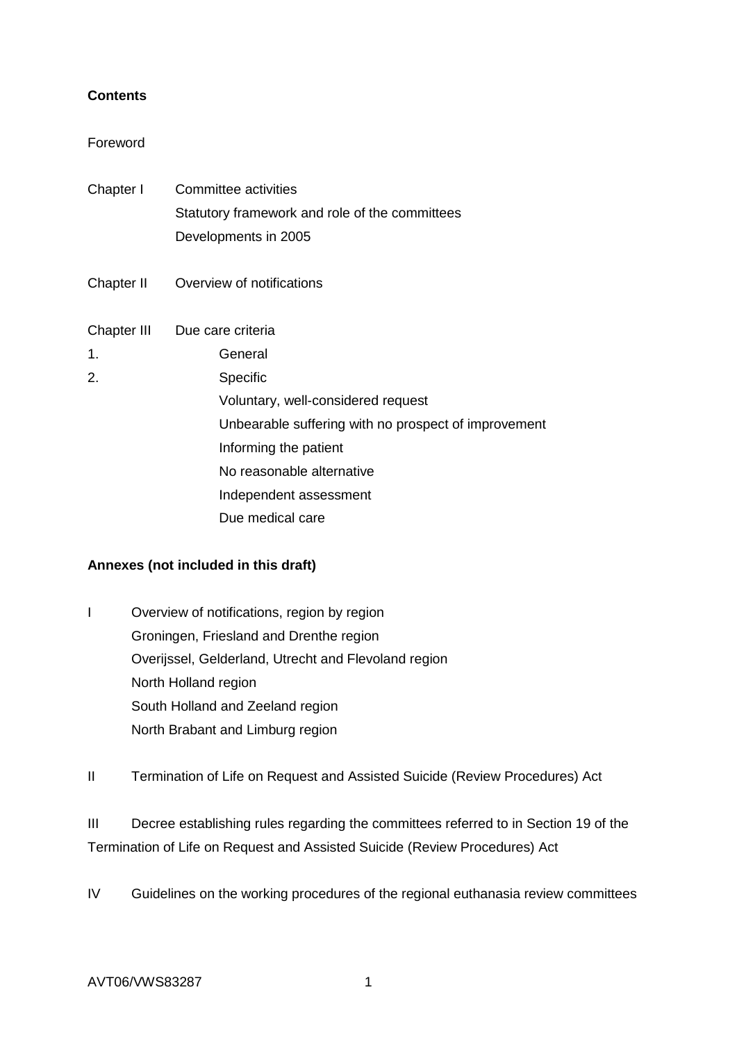**Contents**

Foreword

Chapter I Committee activities

Statutory framework and role of the committees

Developments in 2005

Chapter II Overview of notifications

Chapter III Due care criteria

1. General
2. Specific
   - Voluntary, well-considered request
   - Unbearable suffering with no prospect of improvement
   - Informing the patient
   - No reasonable alternative
   - Independent assessment
   - Due medical care

**Annexes (not included in this draft)**

I Overview of notifications, region by region

Groningen, Friesland and Drenthe region

Overijssel, Gelderland, Utrecht and Flevoland region

North Holland region

South Holland and Zeeland region

North Brabant and Limburg region

II Termination of Life on Request and Assisted Suicide (Review Procedures) Act

III Decree establishing rules regarding the committees referred to in Section 19 of the Termination of Life on Request and Assisted Suicide (Review Procedures) Act

IV Guidelines on the working procedures of the regional euthanasia review committees

AVT06/VWS83287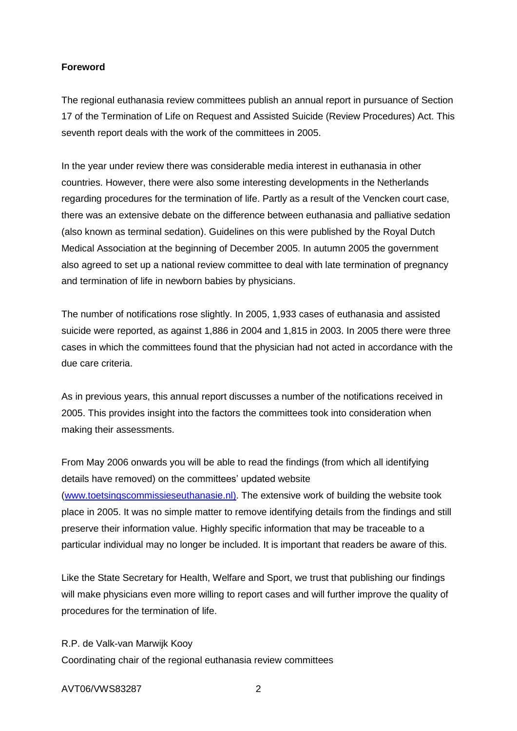**Foreword**

The regional euthanasia review committees publish an annual report in pursuance of Section 17 of the Termination of Life on Request and Assisted Suicide (Review Procedures) Act. This seventh report deals with the work of the committees in 2005.

In the year under review there was considerable media interest in euthanasia in other countries. However, there were also some interesting developments in the Netherlands regarding procedures for the termination of life. Partly as a result of the Vencken court case, there was an extensive debate on the difference between euthanasia and palliative sedation (also known as terminal sedation). Guidelines on this were published by the Royal Dutch Medical Association at the beginning of December 2005. In autumn 2005 the government also agreed to set up a national review committee to deal with late termination of pregnancy and termination of life in newborn babies by physicians.

The number of notifications rose slightly. In 2005, 1,933 cases of euthanasia and assisted suicide were reported, as against 1,886 in 2004 and 1,815 in 2003. In 2005 there were three cases in which the committees found that the physician had not acted in accordance with the due care criteria.

As in previous years, this annual report discusses a number of the notifications received in 2005. This provides insight into the factors the committees took into consideration when making their assessments.

From May 2006 onwards you will be able to read the findings (from which all identifying details have removed) on the committees' updated website (www.toetsingscommissieseuthanasie.nl). The extensive work of building the website took place in 2005. It was no simple matter to remove identifying details from the findings and still preserve their information value. Highly specific information that may be traceable to a particular individual may no longer be included. It is important that readers be aware of this.

Like the State Secretary for Health, Welfare and Sport, we trust that publishing our findings will make physicians even more willing to report cases and will further improve the quality of procedures for the termination of life.

R.P. de Valk-van Marwijk Kooy
Coordinating chair of the regional euthanasia review committees

AVT06/VWS83287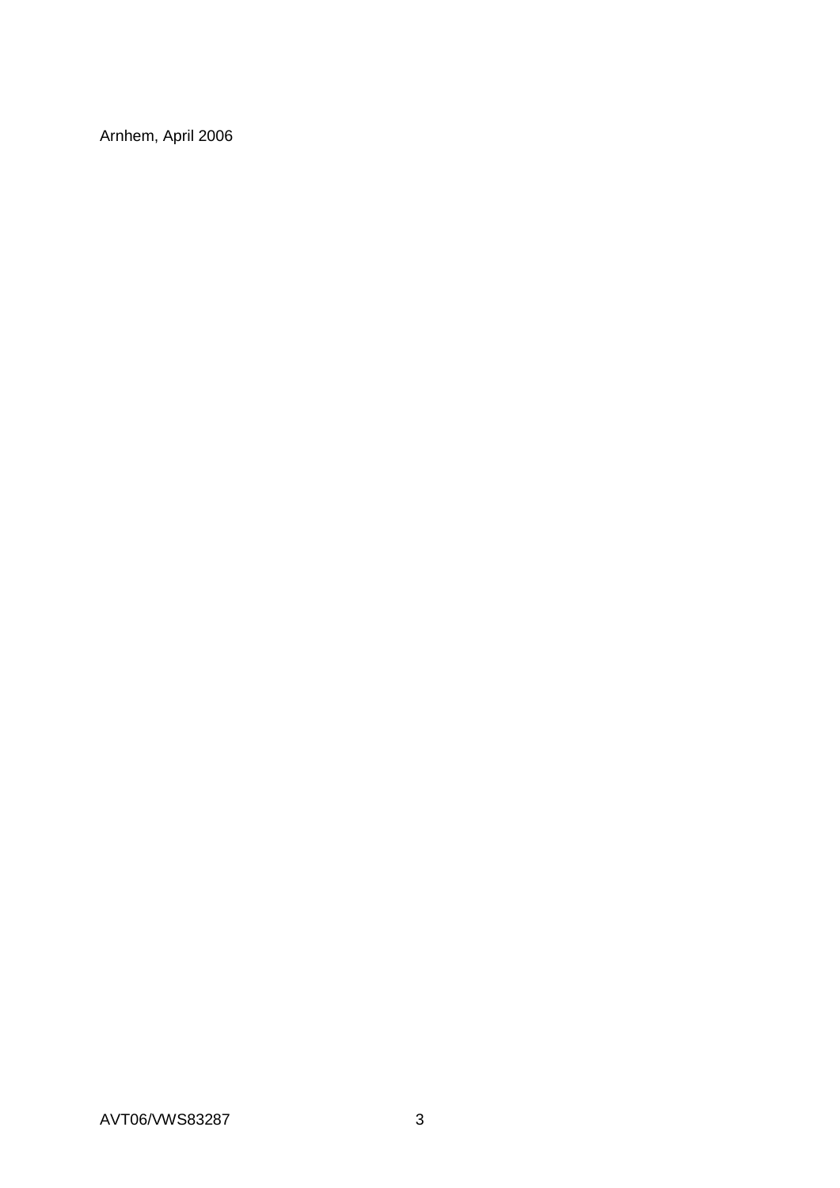Arnhem, April 2006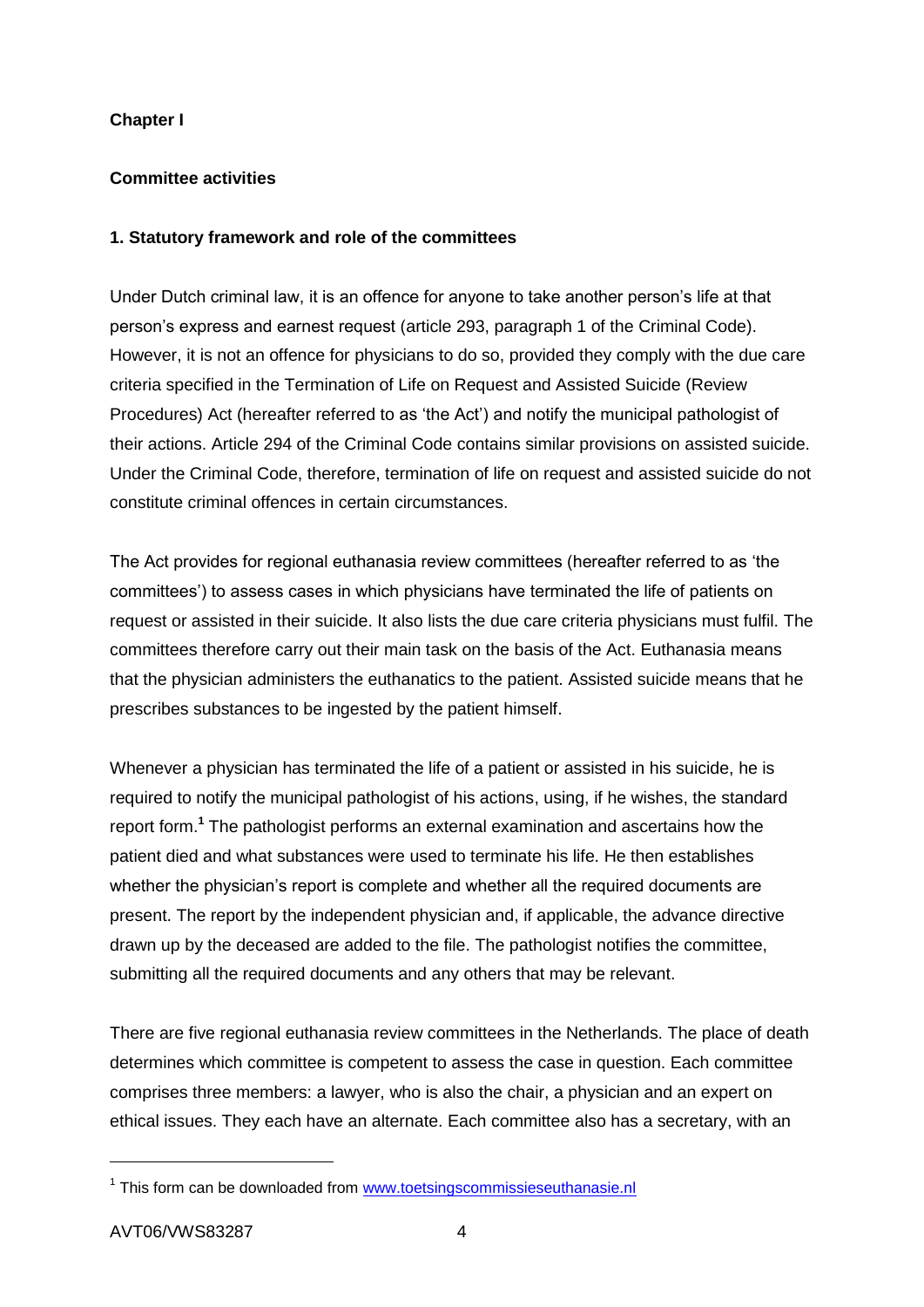**Chapter I**

**Committee activities**

**1. Statutory framework and role of the committees**

Under Dutch criminal law, it is an offence for anyone to take another person's life at that person's express and earnest request (article 293, paragraph 1 of the Criminal Code). However, it is not an offence for physicians to do so, provided they comply with the due care criteria specified in the Termination of Life on Request and Assisted Suicide (Review Procedures) Act (hereafter referred to as 'the Act') and notify the municipal pathologist of their actions. Article 294 of the Criminal Code contains similar provisions on assisted suicide. Under the Criminal Code, therefore, termination of life on request and assisted suicide do not constitute criminal offences in certain circumstances.

The Act provides for regional euthanasia review committees (hereafter referred to as 'the committees') to assess cases in which physicians have terminated the life of patients on request or assisted in their suicide. It also lists the due care criteria physicians must fulfil. The committees therefore carry out their main task on the basis of the Act. Euthanasia means that the physician administers the euthanatics to the patient. Assisted suicide means that he prescribes substances to be ingested by the patient himself.

Whenever a physician has terminated the life of a patient or assisted in his suicide, he is required to notify the municipal pathologist of his actions, using, if he wishes, the standard report form.[1] The pathologist performs an external examination and ascertains how the patient died and what substances were used to terminate his life. He then establishes whether the physician's report is complete and whether all the required documents are present. The report by the independent physician and, if applicable, the advance directive drawn up by the deceased are added to the file. The pathologist notifies the committee, submitting all the required documents and any others that may be relevant.

There are five regional euthanasia review committees in the Netherlands. The place of death determines which committee is competent to assess the case in question. Each committee comprises three members: a lawyer, who is also the chair, a physician and an expert on ethical issues. They each have an alternate. Each committee also has a secretary, with an

[1] This form can be downloaded from www.toetsingscommissieseuthanasie.nl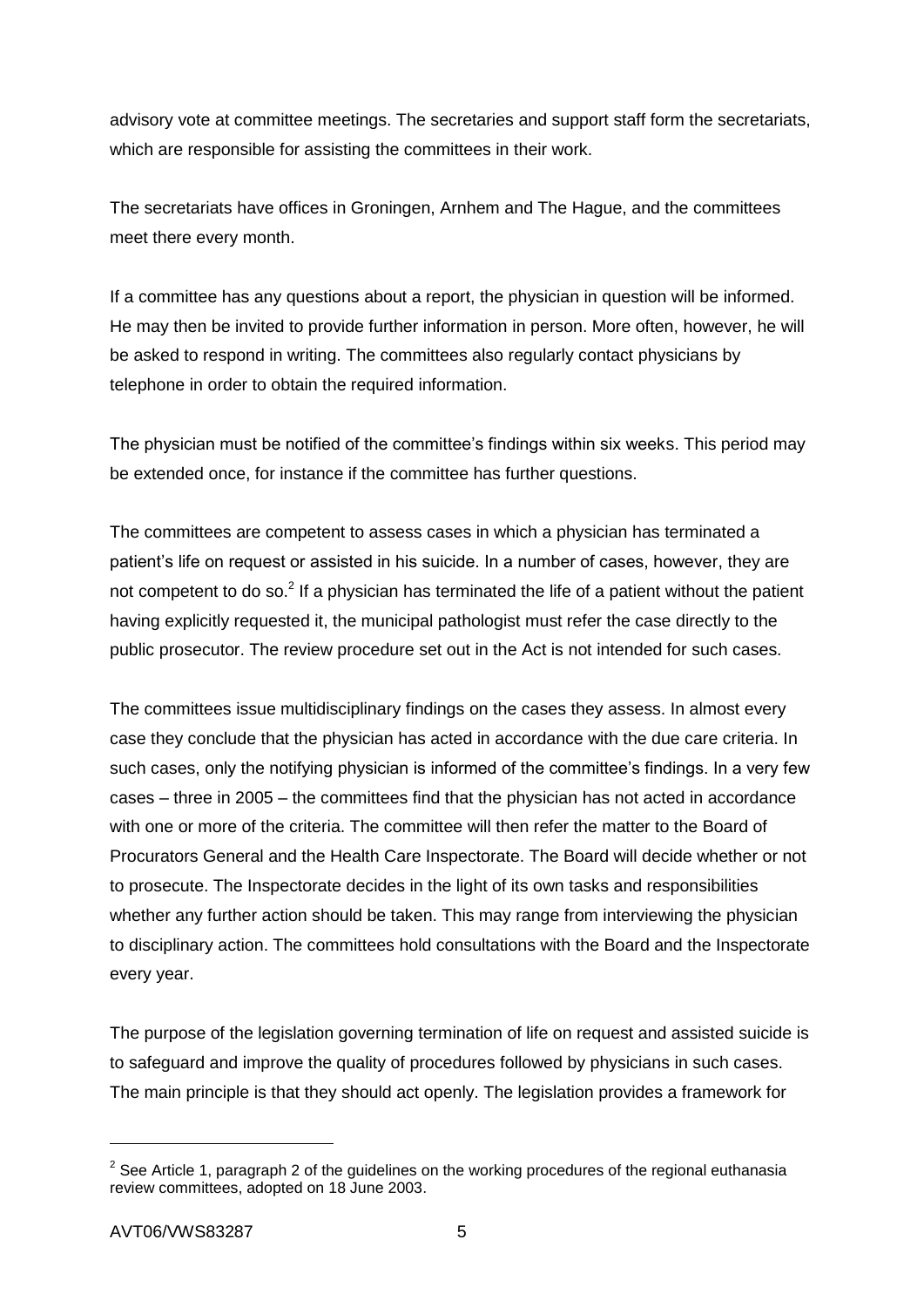advisory vote at committee meetings. The secretaries and support staff form the secretariats, which are responsible for assisting the committees in their work.

The secretariats have offices in Groningen, Arnhem and The Hague, and the committees meet there every month.

If a committee has any questions about a report, the physician in question will be informed. He may then be invited to provide further information in person. More often, however, he will be asked to respond in writing. The committees also regularly contact physicians by telephone in order to obtain the required information.

The physician must be notified of the committee's findings within six weeks. This period may be extended once, for instance if the committee has further questions.

The committees are competent to assess cases in which a physician has terminated a patient's life on request or assisted in his suicide. In a number of cases, however, they are not competent to do so.[2] If a physician has terminated the life of a patient without the patient having explicitly requested it, the municipal pathologist must refer the case directly to the public prosecutor. The review procedure set out in the Act is not intended for such cases.

The committees issue multidisciplinary findings on the cases they assess. In almost every case they conclude that the physician has acted in accordance with the due care criteria. In such cases, only the notifying physician is informed of the committee's findings. In a very few cases – three in 2005 – the committees find that the physician has not acted in accordance with one or more of the criteria. The committee will then refer the matter to the Board of Procurators General and the Health Care Inspectorate. The Board will decide whether or not to prosecute. The Inspectorate decides in the light of its own tasks and responsibilities whether any further action should be taken. This may range from interviewing the physician to disciplinary action. The committees hold consultations with the Board and the Inspectorate every year.

The purpose of the legislation governing termination of life on request and assisted suicide is to safeguard and improve the quality of procedures followed by physicians in such cases. The main principle is that they should act openly. The legislation provides a framework for

[2] See Article 1, paragraph 2 of the guidelines on the working procedures of the regional euthanasia review committees, adopted on 18 June 2003.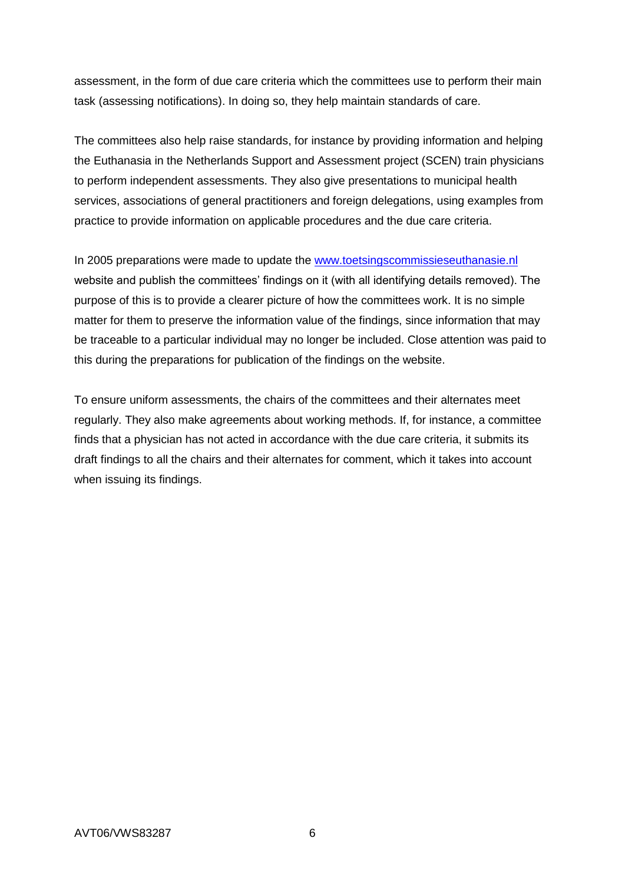assessment, in the form of due care criteria which the committees use to perform their main task (assessing notifications). In doing so, they help maintain standards of care.

The committees also help raise standards, for instance by providing information and helping the Euthanasia in the Netherlands Support and Assessment project (SCEN) train physicians to perform independent assessments. They also give presentations to municipal health services, associations of general practitioners and foreign delegations, using examples from practice to provide information on applicable procedures and the due care criteria.

In 2005 preparations were made to update the [www.toetsingscommissieseuthanasie.nl](http://www.toetsingscommissieseuthanasie.nl) website and publish the committees' findings on it (with all identifying details removed). The purpose of this is to provide a clearer picture of how the committees work. It is no simple matter for them to preserve the information value of the findings, since information that may be traceable to a particular individual may no longer be included. Close attention was paid to this during the preparations for publication of the findings on the website.

To ensure uniform assessments, the chairs of the committees and their alternates meet regularly. They also make agreements about working methods. If, for instance, a committee finds that a physician has not acted in accordance with the due care criteria, it submits its draft findings to all the chairs and their alternates for comment, which it takes into account when issuing its findings.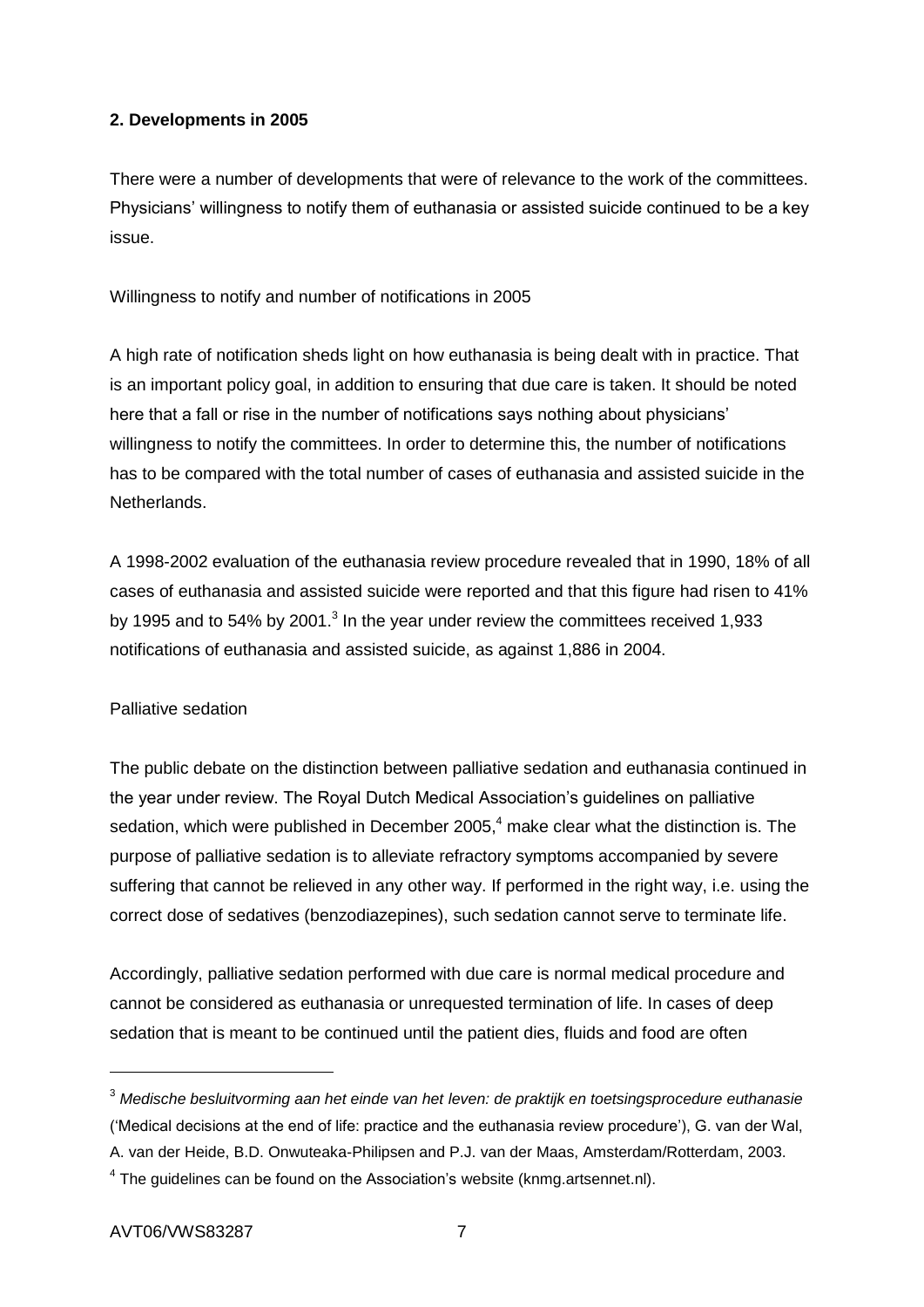## 2. Developments in 2005

There were a number of developments that were of relevance to the work of the committees. Physicians' willingness to notify them of euthanasia or assisted suicide continued to be a key issue.

Willingness to notify and number of notifications in 2005

A high rate of notification sheds light on how euthanasia is being dealt with in practice. That is an important policy goal, in addition to ensuring that due care is taken. It should be noted here that a fall or rise in the number of notifications says nothing about physicians' willingness to notify the committees. In order to determine this, the number of notifications has to be compared with the total number of cases of euthanasia and assisted suicide in the Netherlands.

A 1998-2002 evaluation of the euthanasia review procedure revealed that in 1990, 18% of all cases of euthanasia and assisted suicide were reported and that this figure had risen to 41% by 1995 and to 54% by 2001.[3] In the year under review the committees received 1,933 notifications of euthanasia and assisted suicide, as against 1,886 in 2004.

Palliative sedation

The public debate on the distinction between palliative sedation and euthanasia continued in the year under review. The Royal Dutch Medical Association's guidelines on palliative sedation, which were published in December 2005,[4] make clear what the distinction is. The purpose of palliative sedation is to alleviate refractory symptoms accompanied by severe suffering that cannot be relieved in any other way. If performed in the right way, i.e. using the correct dose of sedatives (benzodiazepines), such sedation cannot serve to terminate life.

Accordingly, palliative sedation performed with due care is normal medical procedure and cannot be considered as euthanasia or unrequested termination of life. In cases of deep sedation that is meant to be continued until the patient dies, fluids and food are often

---

[3] *Medische besluitvorming aan het einde van het leven: de praktijk en toetsingsprocedure euthanasie* ('Medical decisions at the end of life: practice and the euthanasia review procedure'), G. van der Wal, A. van der Heide, B.D. Onwuteaka-Philipsen and P.J. van der Maas, Amsterdam/Rotterdam, 2003.

[4] The guidelines can be found on the Association's website (knmg.artsennet.nl).

AVT06/VWS83287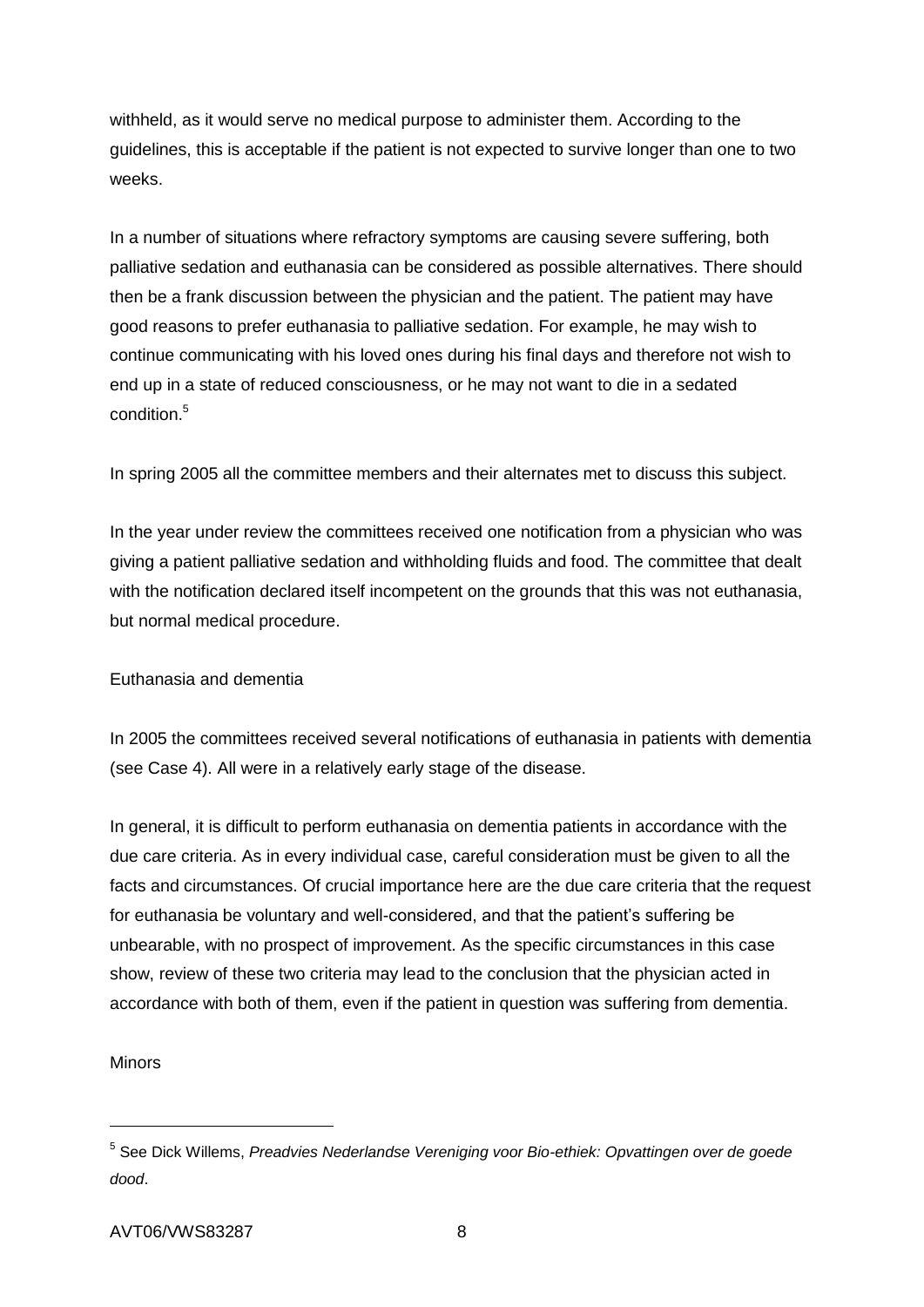withheld, as it would serve no medical purpose to administer them. According to the guidelines, this is acceptable if the patient is not expected to survive longer than one to two weeks.

In a number of situations where refractory symptoms are causing severe suffering, both palliative sedation and euthanasia can be considered as possible alternatives. There should then be a frank discussion between the physician and the patient. The patient may have good reasons to prefer euthanasia to palliative sedation. For example, he may wish to continue communicating with his loved ones during his final days and therefore not wish to end up in a state of reduced consciousness, or he may not want to die in a sedated condition.[5]

In spring 2005 all the committee members and their alternates met to discuss this subject.

In the year under review the committees received one notification from a physician who was giving a patient palliative sedation and withholding fluids and food. The committee that dealt with the notification declared itself incompetent on the grounds that this was not euthanasia, but normal medical procedure.

## Euthanasia and dementia

In 2005 the committees received several notifications of euthanasia in patients with dementia (see Case 4). All were in a relatively early stage of the disease.

In general, it is difficult to perform euthanasia on dementia patients in accordance with the due care criteria. As in every individual case, careful consideration must be given to all the facts and circumstances. Of crucial importance here are the due care criteria that the request for euthanasia be voluntary and well-considered, and that the patient's suffering be unbearable, with no prospect of improvement. As the specific circumstances in this case show, review of these two criteria may lead to the conclusion that the physician acted in accordance with both of them, even if the patient in question was suffering from dementia.

## Minors

---

[5] See Dick Willems, *Preadvies Nederlandse Vereniging voor Bio-ethiek: Opvattingen over de goede dood*.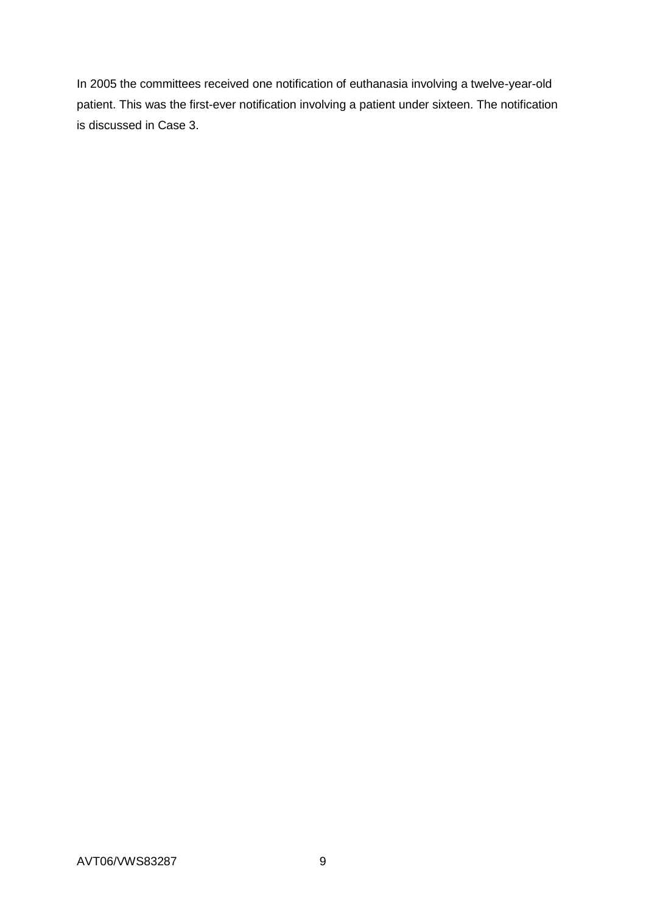In 2005 the committees received one notification of euthanasia involving a twelve-year-old patient. This was the first-ever notification involving a patient under sixteen. The notification is discussed in Case 3.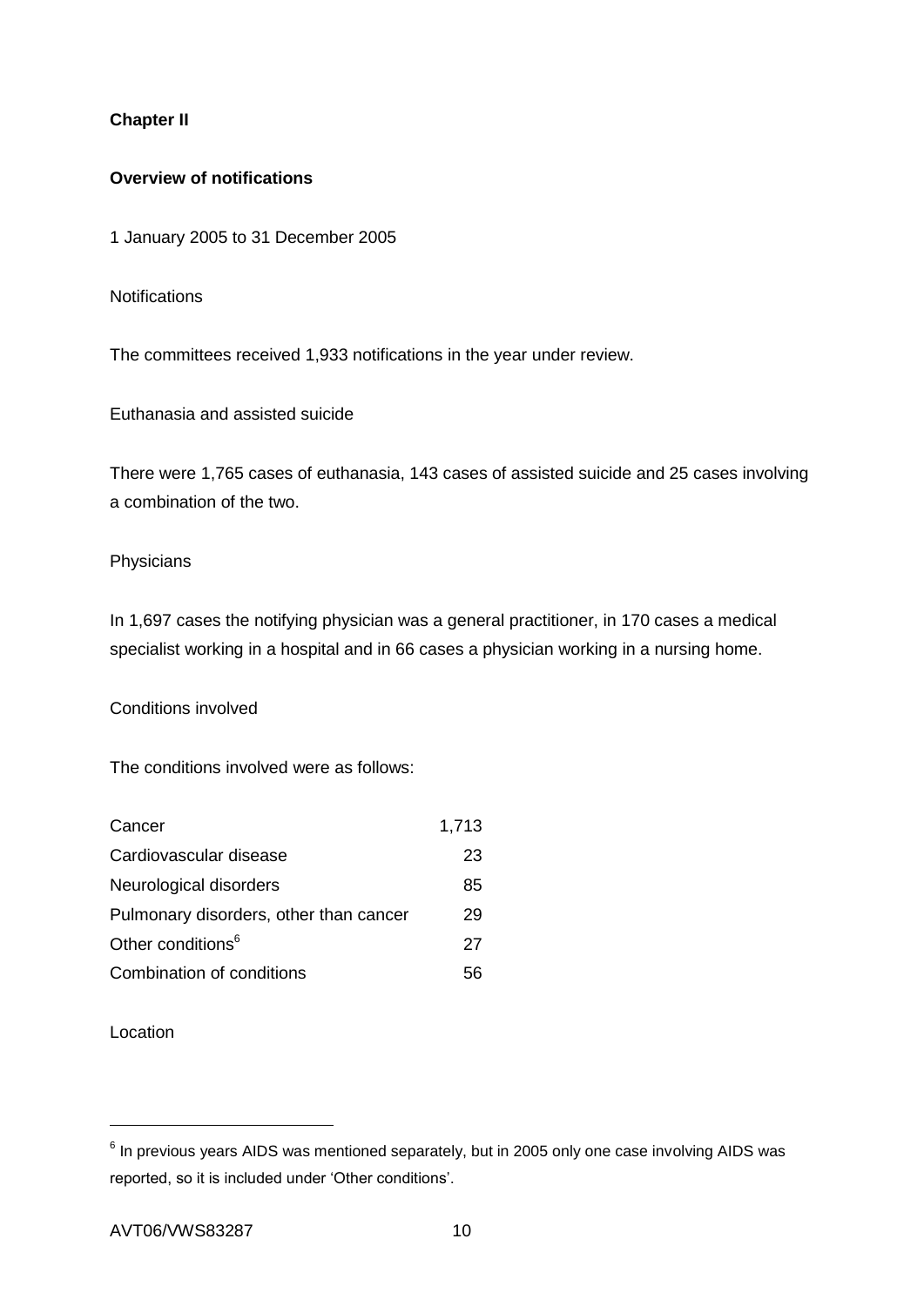**Chapter II**

**Overview of notifications**

1 January 2005 to 31 December 2005

Notifications

The committees received 1,933 notifications in the year under review.

Euthanasia and assisted suicide

There were 1,765 cases of euthanasia, 143 cases of assisted suicide and 25 cases involving a combination of the two.

Physicians

In 1,697 cases the notifying physician was a general practitioner, in 170 cases a medical specialist working in a hospital and in 66 cases a physician working in a nursing home.

Conditions involved

The conditions involved were as follows:

| | |
|---|---|
| Cancer | 1,713 |
| Cardiovascular disease | 23 |
| Neurological disorders | 85 |
| Pulmonary disorders, other than cancer | 29 |
| Other conditions[6] | 27 |
| Combination of conditions | 56 |

Location

[6] In previous years AIDS was mentioned separately, but in 2005 only one case involving AIDS was reported, so it is included under 'Other conditions'.

AVT06/VWS83287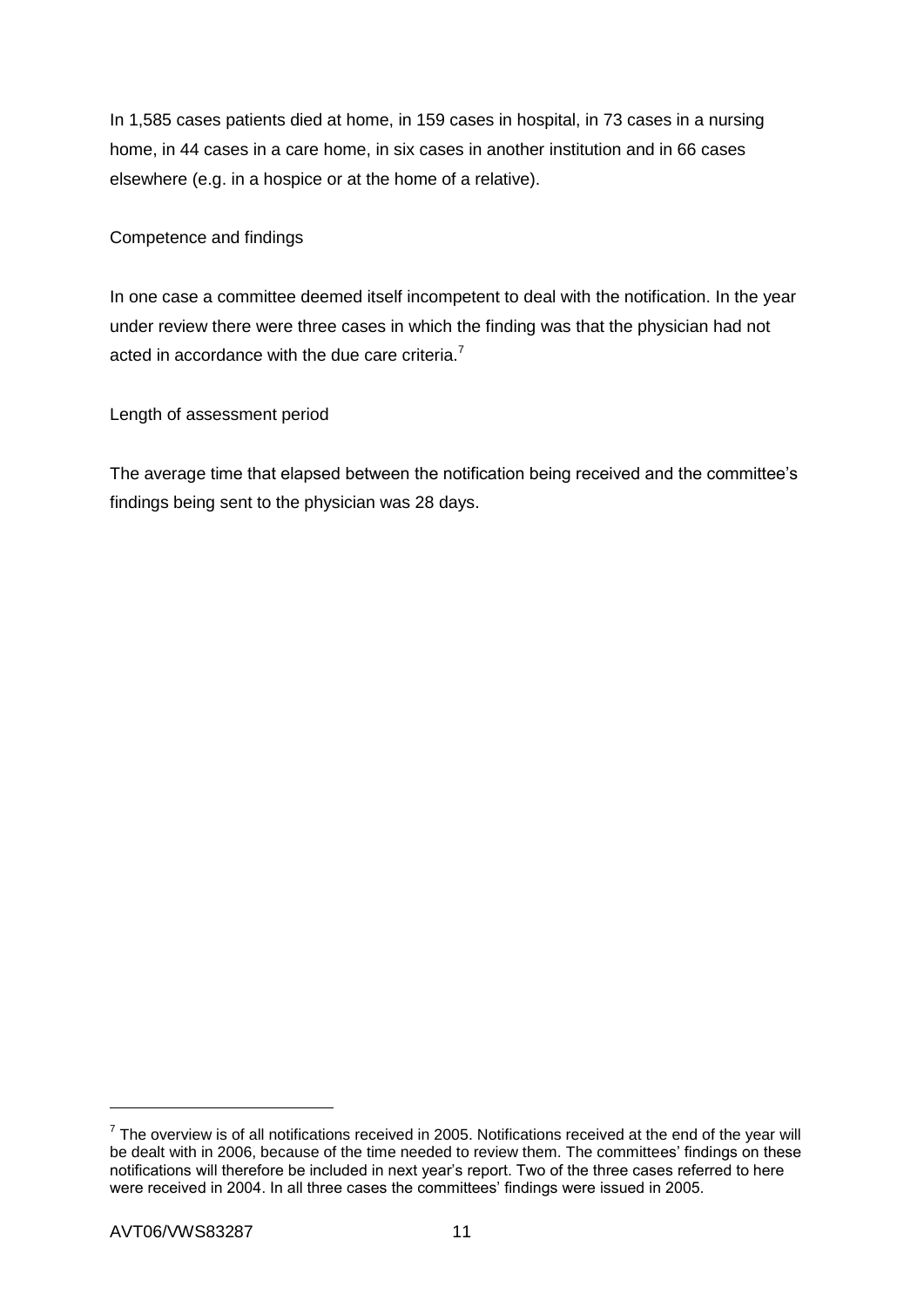In 1,585 cases patients died at home, in 159 cases in hospital, in 73 cases in a nursing home, in 44 cases in a care home, in six cases in another institution and in 66 cases elsewhere (e.g. in a hospice or at the home of a relative).

## Competence and findings

In one case a committee deemed itself incompetent to deal with the notification. In the year under review there were three cases in which the finding was that the physician had not acted in accordance with the due care criteria.[7]

## Length of assessment period

The average time that elapsed between the notification being received and the committee's findings being sent to the physician was 28 days.

---

[7] The overview is of all notifications received in 2005. Notifications received at the end of the year will be dealt with in 2006, because of the time needed to review them. The committees' findings on these notifications will therefore be included in next year's report. Two of the three cases referred to here were received in 2004. In all three cases the committees' findings were issued in 2005.

AVT06/VWS83287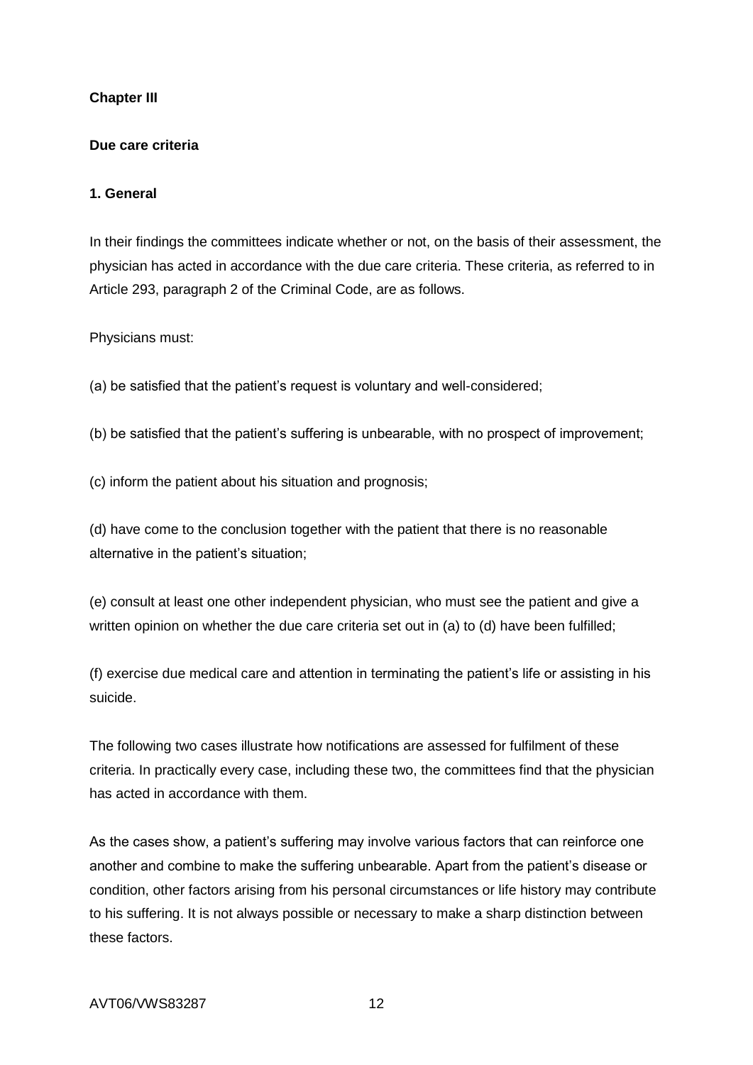## Chapter III

### Due care criteria

#### 1. General

In their findings the committees indicate whether or not, on the basis of their assessment, the physician has acted in accordance with the due care criteria. These criteria, as referred to in Article 293, paragraph 2 of the Criminal Code, are as follows.

Physicians must:

(a) be satisfied that the patient's request is voluntary and well-considered;

(b) be satisfied that the patient's suffering is unbearable, with no prospect of improvement;

(c) inform the patient about his situation and prognosis;

(d) have come to the conclusion together with the patient that there is no reasonable alternative in the patient's situation;

(e) consult at least one other independent physician, who must see the patient and give a written opinion on whether the due care criteria set out in (a) to (d) have been fulfilled;

(f) exercise due medical care and attention in terminating the patient's life or assisting in his suicide.

The following two cases illustrate how notifications are assessed for fulfilment of these criteria. In practically every case, including these two, the committees find that the physician has acted in accordance with them.

As the cases show, a patient's suffering may involve various factors that can reinforce one another and combine to make the suffering unbearable. Apart from the patient's disease or condition, other factors arising from his personal circumstances or life history may contribute to his suffering. It is not always possible or necessary to make a sharp distinction between these factors.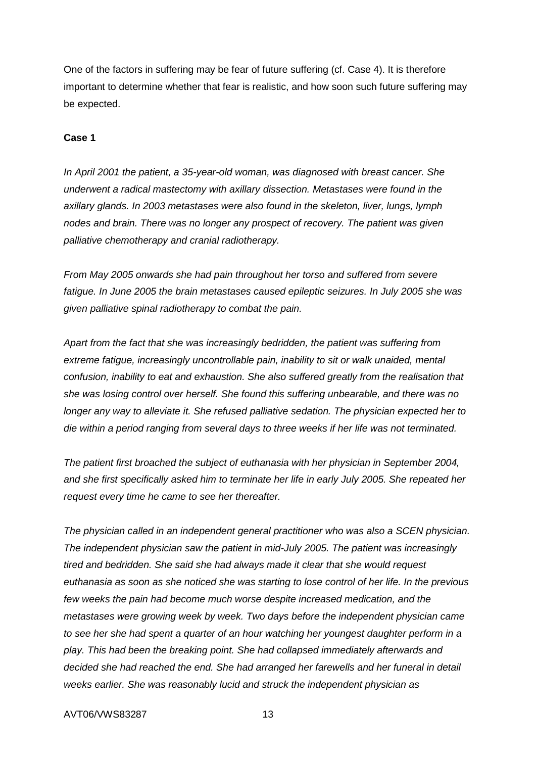One of the factors in suffering may be fear of future suffering (cf. Case 4). It is therefore important to determine whether that fear is realistic, and how soon such future suffering may be expected.

**Case 1**

*In April 2001 the patient, a 35-year-old woman, was diagnosed with breast cancer. She underwent a radical mastectomy with axillary dissection. Metastases were found in the axillary glands. In 2003 metastases were also found in the skeleton, liver, lungs, lymph nodes and brain. There was no longer any prospect of recovery. The patient was given palliative chemotherapy and cranial radiotherapy.*

*From May 2005 onwards she had pain throughout her torso and suffered from severe fatigue. In June 2005 the brain metastases caused epileptic seizures. In July 2005 she was given palliative spinal radiotherapy to combat the pain.*

*Apart from the fact that she was increasingly bedridden, the patient was suffering from extreme fatigue, increasingly uncontrollable pain, inability to sit or walk unaided, mental confusion, inability to eat and exhaustion. She also suffered greatly from the realisation that she was losing control over herself. She found this suffering unbearable, and there was no longer any way to alleviate it. She refused palliative sedation. The physician expected her to die within a period ranging from several days to three weeks if her life was not terminated.*

*The patient first broached the subject of euthanasia with her physician in September 2004, and she first specifically asked him to terminate her life in early July 2005. She repeated her request every time he came to see her thereafter.*

*The physician called in an independent general practitioner who was also a SCEN physician. The independent physician saw the patient in mid-July 2005. The patient was increasingly tired and bedridden. She said she had always made it clear that she would request euthanasia as soon as she noticed she was starting to lose control of her life. In the previous few weeks the pain had become much worse despite increased medication, and the metastases were growing week by week. Two days before the independent physician came to see her she had spent a quarter of an hour watching her youngest daughter perform in a play. This had been the breaking point. She had collapsed immediately afterwards and decided she had reached the end. She had arranged her farewells and her funeral in detail weeks earlier. She was reasonably lucid and struck the independent physician as*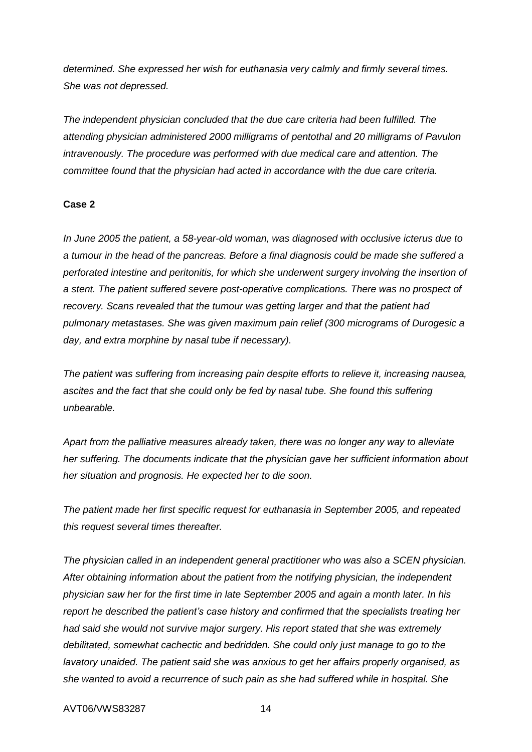*determined. She expressed her wish for euthanasia very calmly and firmly several times. She was not depressed.*

*The independent physician concluded that the due care criteria had been fulfilled. The attending physician administered 2000 milligrams of pentothal and 20 milligrams of Pavulon intravenously. The procedure was performed with due medical care and attention. The committee found that the physician had acted in accordance with the due care criteria.*

**Case 2**

*In June 2005 the patient, a 58-year-old woman, was diagnosed with occlusive icterus due to a tumour in the head of the pancreas. Before a final diagnosis could be made she suffered a perforated intestine and peritonitis, for which she underwent surgery involving the insertion of a stent. The patient suffered severe post-operative complications. There was no prospect of recovery. Scans revealed that the tumour was getting larger and that the patient had pulmonary metastases. She was given maximum pain relief (300 micrograms of Durogesic a day, and extra morphine by nasal tube if necessary).*

*The patient was suffering from increasing pain despite efforts to relieve it, increasing nausea, ascites and the fact that she could only be fed by nasal tube. She found this suffering unbearable.*

*Apart from the palliative measures already taken, there was no longer any way to alleviate her suffering. The documents indicate that the physician gave her sufficient information about her situation and prognosis. He expected her to die soon.*

*The patient made her first specific request for euthanasia in September 2005, and repeated this request several times thereafter.*

*The physician called in an independent general practitioner who was also a SCEN physician. After obtaining information about the patient from the notifying physician, the independent physician saw her for the first time in late September 2005 and again a month later. In his report he described the patient's case history and confirmed that the specialists treating her had said she would not survive major surgery. His report stated that she was extremely debilitated, somewhat cachectic and bedridden. She could only just manage to go to the lavatory unaided. The patient said she was anxious to get her affairs properly organised, as she wanted to avoid a recurrence of such pain as she had suffered while in hospital. She*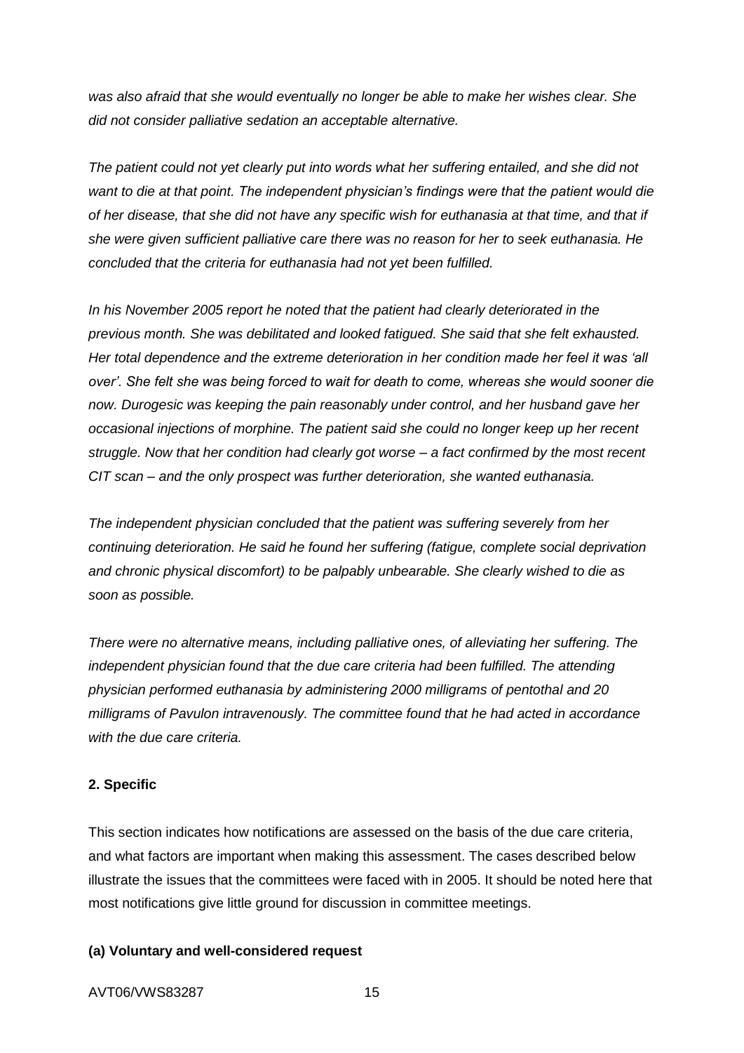*was also afraid that she would eventually no longer be able to make her wishes clear. She did not consider palliative sedation an acceptable alternative.*

*The patient could not yet clearly put into words what her suffering entailed, and she did not want to die at that point. The independent physician's findings were that the patient would die of her disease, that she did not have any specific wish for euthanasia at that time, and that if she were given sufficient palliative care there was no reason for her to seek euthanasia. He concluded that the criteria for euthanasia had not yet been fulfilled.*

*In his November 2005 report he noted that the patient had clearly deteriorated in the previous month. She was debilitated and looked fatigued. She said that she felt exhausted. Her total dependence and the extreme deterioration in her condition made her feel it was 'all over'. She felt she was being forced to wait for death to come, whereas she would sooner die now. Durogesic was keeping the pain reasonably under control, and her husband gave her occasional injections of morphine. The patient said she could no longer keep up her recent struggle. Now that her condition had clearly got worse – a fact confirmed by the most recent CIT scan – and the only prospect was further deterioration, she wanted euthanasia.*

*The independent physician concluded that the patient was suffering severely from her continuing deterioration. He said he found her suffering (fatigue, complete social deprivation and chronic physical discomfort) to be palpably unbearable. She clearly wished to die as soon as possible.*

*There were no alternative means, including palliative ones, of alleviating her suffering. The independent physician found that the due care criteria had been fulfilled. The attending physician performed euthanasia by administering 2000 milligrams of pentothal and 20 milligrams of Pavulon intravenously. The committee found that he had acted in accordance with the due care criteria.*

## 2. Specific

This section indicates how notifications are assessed on the basis of the due care criteria, and what factors are important when making this assessment. The cases described below illustrate the issues that the committees were faced with in 2005. It should be noted here that most notifications give little ground for discussion in committee meetings.

### (a) Voluntary and well-considered request

AVT06/VWS83287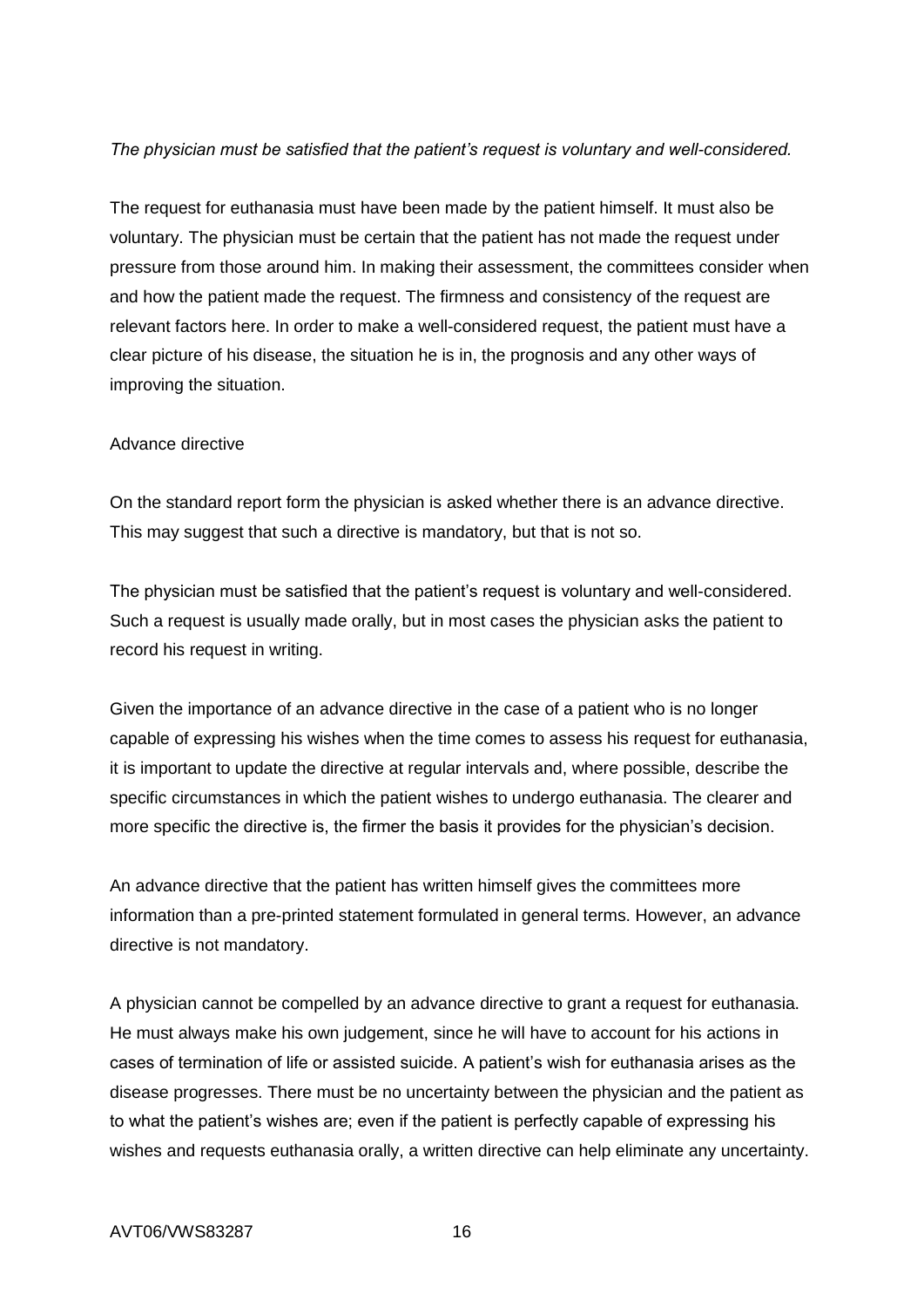*The physician must be satisfied that the patient's request is voluntary and well-considered.*

The request for euthanasia must have been made by the patient himself. It must also be voluntary. The physician must be certain that the patient has not made the request under pressure from those around him. In making their assessment, the committees consider when and how the patient made the request. The firmness and consistency of the request are relevant factors here. In order to make a well-considered request, the patient must have a clear picture of his disease, the situation he is in, the prognosis and any other ways of improving the situation.

Advance directive

On the standard report form the physician is asked whether there is an advance directive. This may suggest that such a directive is mandatory, but that is not so.

The physician must be satisfied that the patient's request is voluntary and well-considered. Such a request is usually made orally, but in most cases the physician asks the patient to record his request in writing.

Given the importance of an advance directive in the case of a patient who is no longer capable of expressing his wishes when the time comes to assess his request for euthanasia, it is important to update the directive at regular intervals and, where possible, describe the specific circumstances in which the patient wishes to undergo euthanasia. The clearer and more specific the directive is, the firmer the basis it provides for the physician's decision.

An advance directive that the patient has written himself gives the committees more information than a pre-printed statement formulated in general terms. However, an advance directive is not mandatory.

A physician cannot be compelled by an advance directive to grant a request for euthanasia. He must always make his own judgement, since he will have to account for his actions in cases of termination of life or assisted suicide. A patient's wish for euthanasia arises as the disease progresses. There must be no uncertainty between the physician and the patient as to what the patient's wishes are; even if the patient is perfectly capable of expressing his wishes and requests euthanasia orally, a written directive can help eliminate any uncertainty.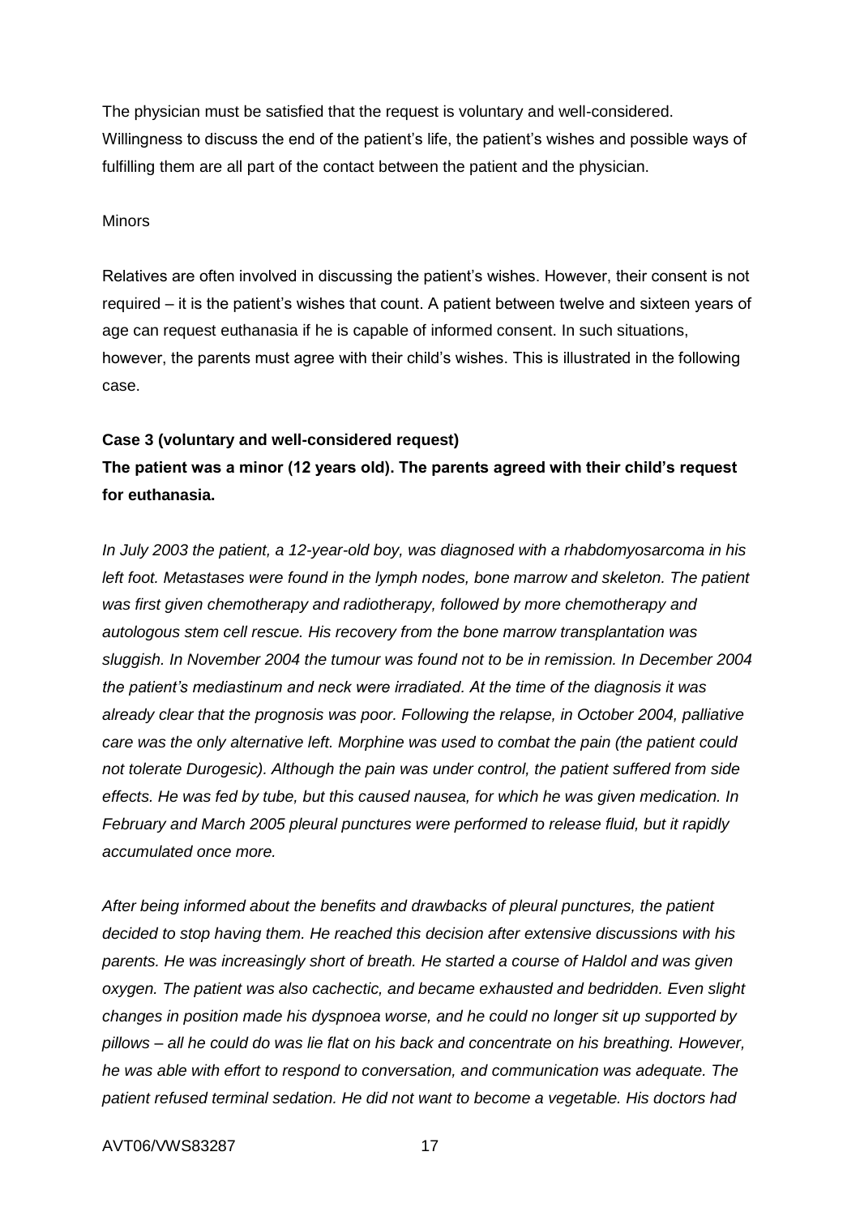The physician must be satisfied that the request is voluntary and well-considered. Willingness to discuss the end of the patient's life, the patient's wishes and possible ways of fulfilling them are all part of the contact between the patient and the physician.

Minors

Relatives are often involved in discussing the patient's wishes. However, their consent is not required – it is the patient's wishes that count. A patient between twelve and sixteen years of age can request euthanasia if he is capable of informed consent. In such situations, however, the parents must agree with their child's wishes. This is illustrated in the following case.

**Case 3 (voluntary and well-considered request)**

**The patient was a minor (12 years old). The parents agreed with their child's request for euthanasia.**

*In July 2003 the patient, a 12-year-old boy, was diagnosed with a rhabdomyosarcoma in his left foot. Metastases were found in the lymph nodes, bone marrow and skeleton. The patient was first given chemotherapy and radiotherapy, followed by more chemotherapy and autologous stem cell rescue. His recovery from the bone marrow transplantation was sluggish. In November 2004 the tumour was found not to be in remission. In December 2004 the patient's mediastinum and neck were irradiated. At the time of the diagnosis it was already clear that the prognosis was poor. Following the relapse, in October 2004, palliative care was the only alternative left. Morphine was used to combat the pain (the patient could not tolerate Durogesic). Although the pain was under control, the patient suffered from side effects. He was fed by tube, but this caused nausea, for which he was given medication. In February and March 2005 pleural punctures were performed to release fluid, but it rapidly accumulated once more.*

*After being informed about the benefits and drawbacks of pleural punctures, the patient decided to stop having them. He reached this decision after extensive discussions with his parents. He was increasingly short of breath. He started a course of Haldol and was given oxygen. The patient was also cachectic, and became exhausted and bedridden. Even slight changes in position made his dyspnoea worse, and he could no longer sit up supported by pillows – all he could do was lie flat on his back and concentrate on his breathing. However, he was able with effort to respond to conversation, and communication was adequate. The patient refused terminal sedation. He did not want to become a vegetable. His doctors had*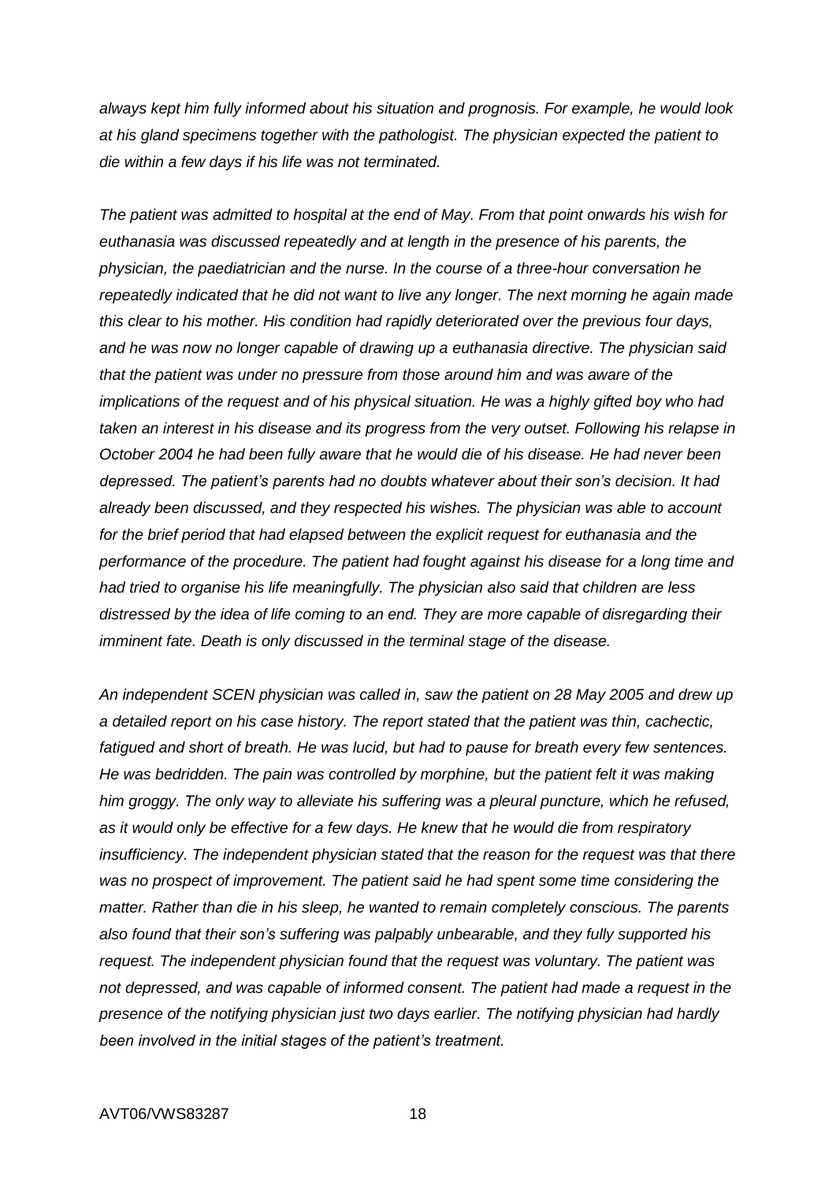*always kept him fully informed about his situation and prognosis. For example, he would look at his gland specimens together with the pathologist. The physician expected the patient to die within a few days if his life was not terminated.*

*The patient was admitted to hospital at the end of May. From that point onwards his wish for euthanasia was discussed repeatedly and at length in the presence of his parents, the physician, the paediatrician and the nurse. In the course of a three-hour conversation he repeatedly indicated that he did not want to live any longer. The next morning he again made this clear to his mother. His condition had rapidly deteriorated over the previous four days, and he was now no longer capable of drawing up a euthanasia directive. The physician said that the patient was under no pressure from those around him and was aware of the implications of the request and of his physical situation. He was a highly gifted boy who had taken an interest in his disease and its progress from the very outset. Following his relapse in October 2004 he had been fully aware that he would die of his disease. He had never been depressed. The patient's parents had no doubts whatever about their son's decision. It had already been discussed, and they respected his wishes. The physician was able to account for the brief period that had elapsed between the explicit request for euthanasia and the performance of the procedure. The patient had fought against his disease for a long time and had tried to organise his life meaningfully. The physician also said that children are less distressed by the idea of life coming to an end. They are more capable of disregarding their imminent fate. Death is only discussed in the terminal stage of the disease.*

*An independent SCEN physician was called in, saw the patient on 28 May 2005 and drew up a detailed report on his case history. The report stated that the patient was thin, cachectic, fatigued and short of breath. He was lucid, but had to pause for breath every few sentences. He was bedridden. The pain was controlled by morphine, but the patient felt it was making him groggy. The only way to alleviate his suffering was a pleural puncture, which he refused, as it would only be effective for a few days. He knew that he would die from respiratory insufficiency. The independent physician stated that the reason for the request was that there was no prospect of improvement. The patient said he had spent some time considering the matter. Rather than die in his sleep, he wanted to remain completely conscious. The parents also found that their son's suffering was palpably unbearable, and they fully supported his request. The independent physician found that the request was voluntary. The patient was not depressed, and was capable of informed consent. The patient had made a request in the presence of the notifying physician just two days earlier. The notifying physician had hardly been involved in the initial stages of the patient's treatment.*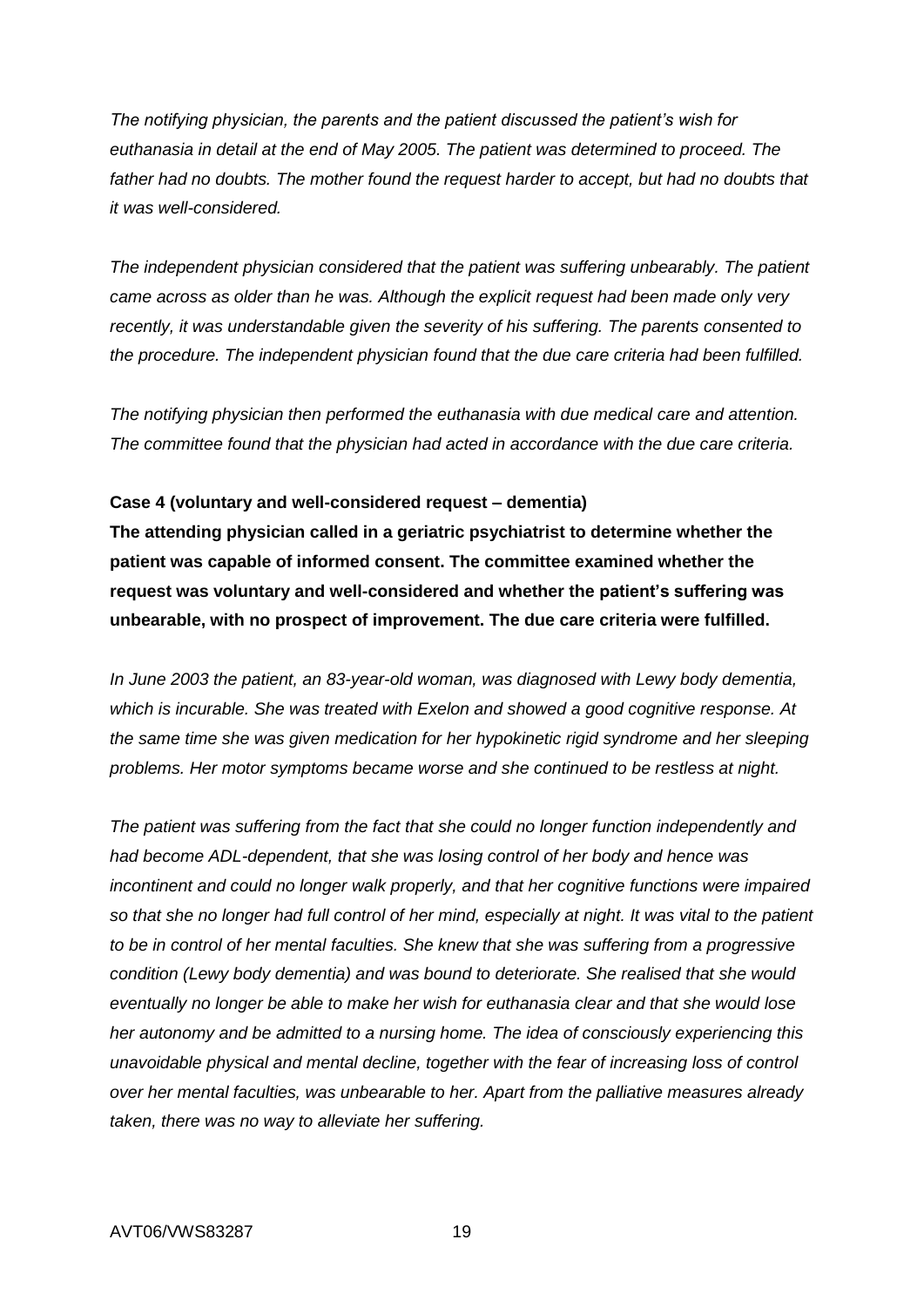*The notifying physician, the parents and the patient discussed the patient's wish for euthanasia in detail at the end of May 2005. The patient was determined to proceed. The father had no doubts. The mother found the request harder to accept, but had no doubts that it was well-considered.*

*The independent physician considered that the patient was suffering unbearably. The patient came across as older than he was. Although the explicit request had been made only very recently, it was understandable given the severity of his suffering. The parents consented to the procedure. The independent physician found that the due care criteria had been fulfilled.*

*The notifying physician then performed the euthanasia with due medical care and attention. The committee found that the physician had acted in accordance with the due care criteria.*

**Case 4 (voluntary and well-considered request – dementia)**

**The attending physician called in a geriatric psychiatrist to determine whether the patient was capable of informed consent. The committee examined whether the request was voluntary and well-considered and whether the patient's suffering was unbearable, with no prospect of improvement. The due care criteria were fulfilled.**

*In June 2003 the patient, an 83-year-old woman, was diagnosed with Lewy body dementia, which is incurable. She was treated with Exelon and showed a good cognitive response. At the same time she was given medication for her hypokinetic rigid syndrome and her sleeping problems. Her motor symptoms became worse and she continued to be restless at night.*

*The patient was suffering from the fact that she could no longer function independently and had become ADL-dependent, that she was losing control of her body and hence was incontinent and could no longer walk properly, and that her cognitive functions were impaired so that she no longer had full control of her mind, especially at night. It was vital to the patient to be in control of her mental faculties. She knew that she was suffering from a progressive condition (Lewy body dementia) and was bound to deteriorate. She realised that she would eventually no longer be able to make her wish for euthanasia clear and that she would lose her autonomy and be admitted to a nursing home. The idea of consciously experiencing this unavoidable physical and mental decline, together with the fear of increasing loss of control over her mental faculties, was unbearable to her. Apart from the palliative measures already taken, there was no way to alleviate her suffering.*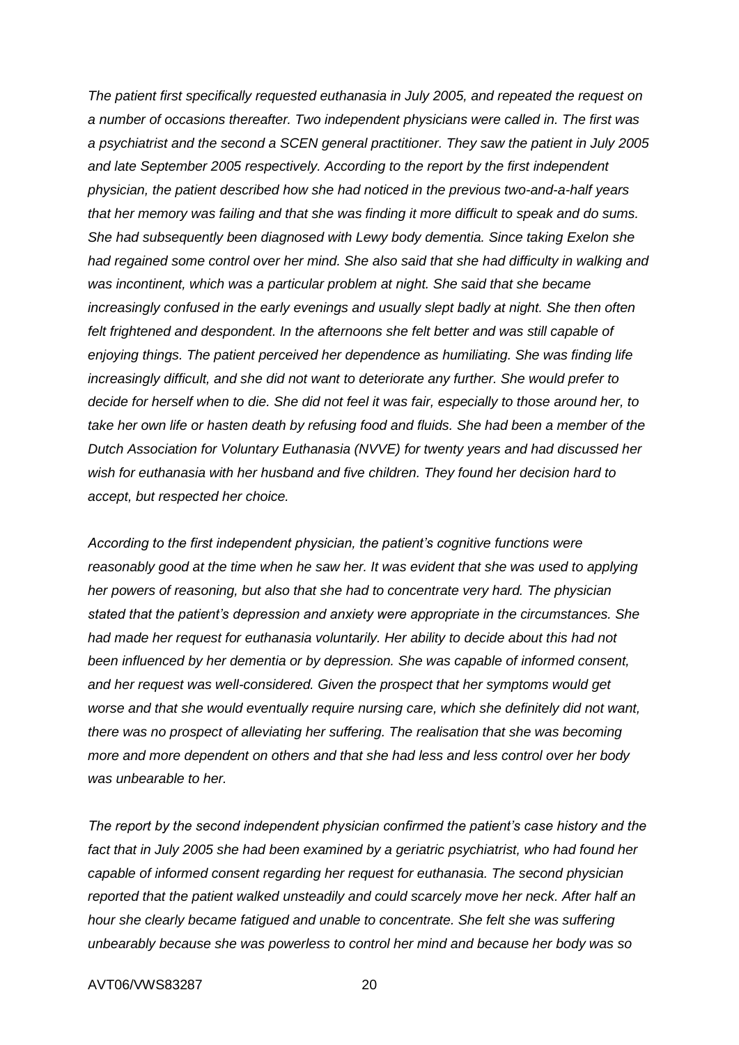*The patient first specifically requested euthanasia in July 2005, and repeated the request on a number of occasions thereafter. Two independent physicians were called in. The first was a psychiatrist and the second a SCEN general practitioner. They saw the patient in July 2005 and late September 2005 respectively. According to the report by the first independent physician, the patient described how she had noticed in the previous two-and-a-half years that her memory was failing and that she was finding it more difficult to speak and do sums. She had subsequently been diagnosed with Lewy body dementia. Since taking Exelon she had regained some control over her mind. She also said that she had difficulty in walking and was incontinent, which was a particular problem at night. She said that she became increasingly confused in the early evenings and usually slept badly at night. She then often felt frightened and despondent. In the afternoons she felt better and was still capable of enjoying things. The patient perceived her dependence as humiliating. She was finding life increasingly difficult, and she did not want to deteriorate any further. She would prefer to decide for herself when to die. She did not feel it was fair, especially to those around her, to take her own life or hasten death by refusing food and fluids. She had been a member of the Dutch Association for Voluntary Euthanasia (NVVE) for twenty years and had discussed her wish for euthanasia with her husband and five children. They found her decision hard to accept, but respected her choice.*

*According to the first independent physician, the patient's cognitive functions were reasonably good at the time when he saw her. It was evident that she was used to applying her powers of reasoning, but also that she had to concentrate very hard. The physician stated that the patient's depression and anxiety were appropriate in the circumstances. She had made her request for euthanasia voluntarily. Her ability to decide about this had not been influenced by her dementia or by depression. She was capable of informed consent, and her request was well-considered. Given the prospect that her symptoms would get worse and that she would eventually require nursing care, which she definitely did not want, there was no prospect of alleviating her suffering. The realisation that she was becoming more and more dependent on others and that she had less and less control over her body was unbearable to her.*

*The report by the second independent physician confirmed the patient's case history and the fact that in July 2005 she had been examined by a geriatric psychiatrist, who had found her capable of informed consent regarding her request for euthanasia. The second physician reported that the patient walked unsteadily and could scarcely move her neck. After half an hour she clearly became fatigued and unable to concentrate. She felt she was suffering unbearably because she was powerless to control her mind and because her body was so*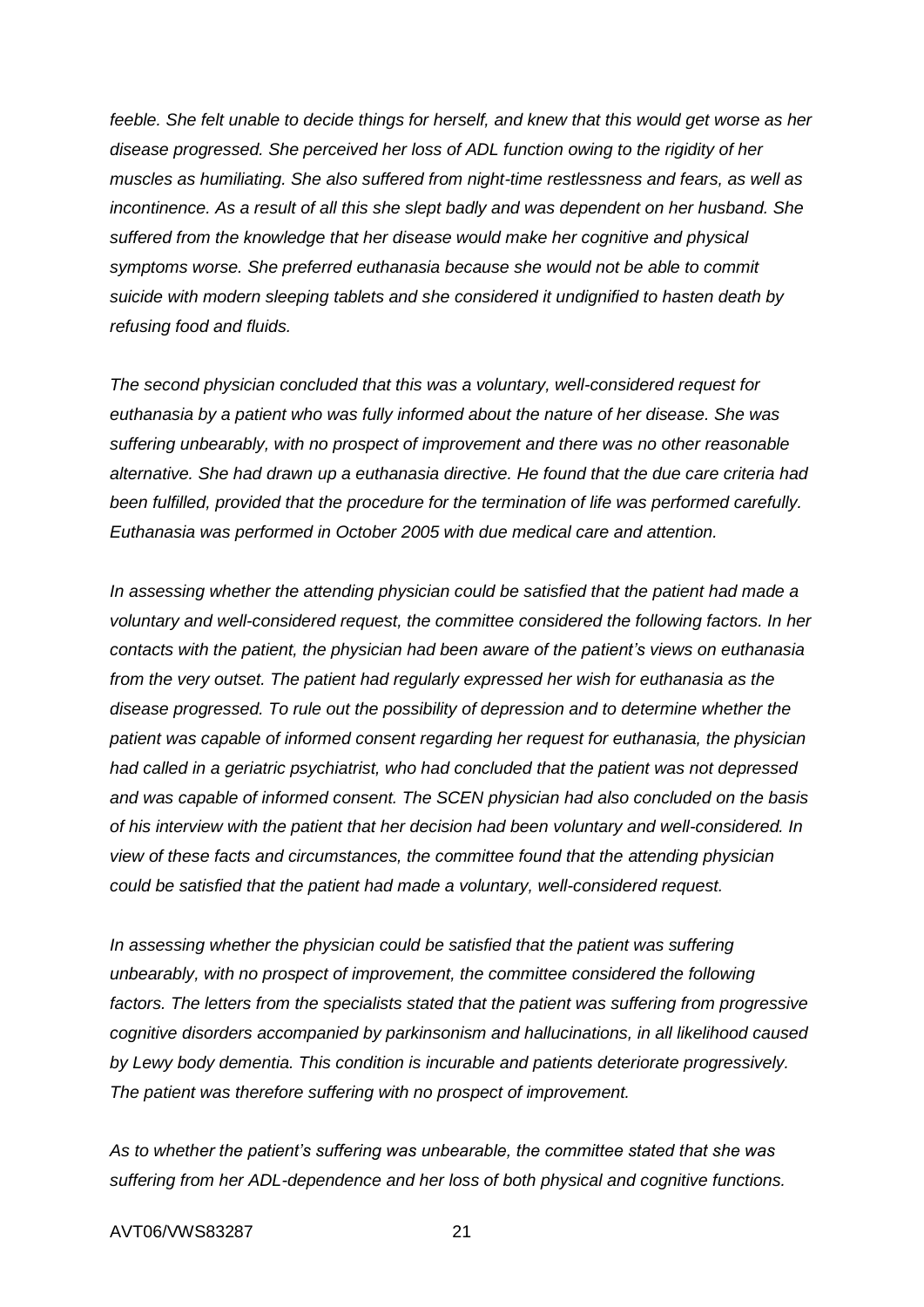*feeble. She felt unable to decide things for herself, and knew that this would get worse as her disease progressed. She perceived her loss of ADL function owing to the rigidity of her muscles as humiliating. She also suffered from night-time restlessness and fears, as well as incontinence. As a result of all this she slept badly and was dependent on her husband. She suffered from the knowledge that her disease would make her cognitive and physical symptoms worse. She preferred euthanasia because she would not be able to commit suicide with modern sleeping tablets and she considered it undignified to hasten death by refusing food and fluids.*

*The second physician concluded that this was a voluntary, well-considered request for euthanasia by a patient who was fully informed about the nature of her disease. She was suffering unbearably, with no prospect of improvement and there was no other reasonable alternative. She had drawn up a euthanasia directive. He found that the due care criteria had been fulfilled, provided that the procedure for the termination of life was performed carefully. Euthanasia was performed in October 2005 with due medical care and attention.*

*In assessing whether the attending physician could be satisfied that the patient had made a voluntary and well-considered request, the committee considered the following factors. In her contacts with the patient, the physician had been aware of the patient's views on euthanasia from the very outset. The patient had regularly expressed her wish for euthanasia as the disease progressed. To rule out the possibility of depression and to determine whether the patient was capable of informed consent regarding her request for euthanasia, the physician had called in a geriatric psychiatrist, who had concluded that the patient was not depressed and was capable of informed consent. The SCEN physician had also concluded on the basis of his interview with the patient that her decision had been voluntary and well-considered. In view of these facts and circumstances, the committee found that the attending physician could be satisfied that the patient had made a voluntary, well-considered request.*

*In assessing whether the physician could be satisfied that the patient was suffering unbearably, with no prospect of improvement, the committee considered the following factors. The letters from the specialists stated that the patient was suffering from progressive cognitive disorders accompanied by parkinsonism and hallucinations, in all likelihood caused by Lewy body dementia. This condition is incurable and patients deteriorate progressively. The patient was therefore suffering with no prospect of improvement.*

*As to whether the patient's suffering was unbearable, the committee stated that she was suffering from her ADL-dependence and her loss of both physical and cognitive functions.*

AVT06/VWS83287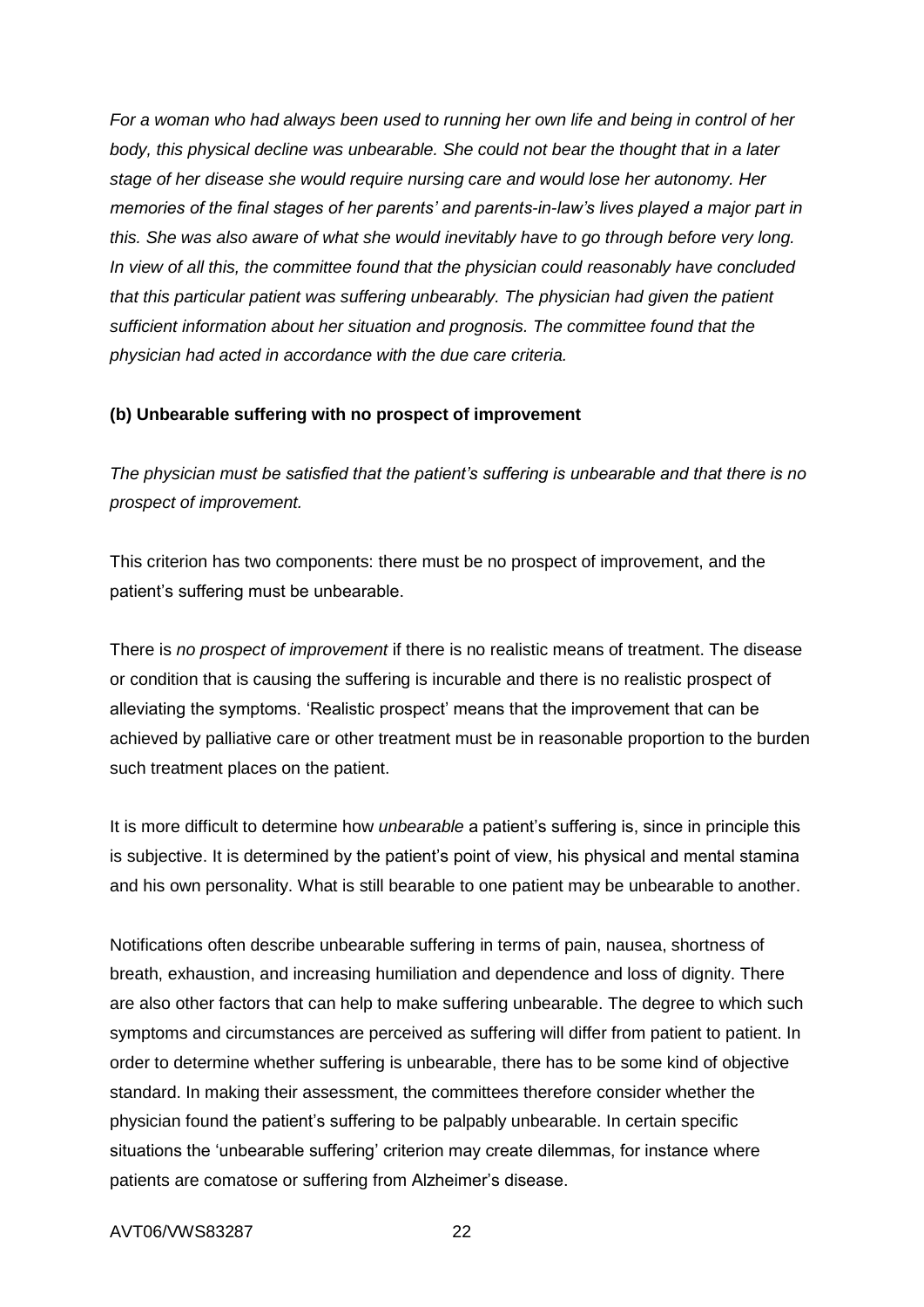*For a woman who had always been used to running her own life and being in control of her body, this physical decline was unbearable. She could not bear the thought that in a later stage of her disease she would require nursing care and would lose her autonomy. Her memories of the final stages of her parents' and parents-in-law's lives played a major part in this. She was also aware of what she would inevitably have to go through before very long. In view of all this, the committee found that the physician could reasonably have concluded that this particular patient was suffering unbearably. The physician had given the patient sufficient information about her situation and prognosis. The committee found that the physician had acted in accordance with the due care criteria.*

**(b) Unbearable suffering with no prospect of improvement**

*The physician must be satisfied that the patient's suffering is unbearable and that there is no prospect of improvement.*

This criterion has two components: there must be no prospect of improvement, and the patient's suffering must be unbearable.

There is *no prospect of improvement* if there is no realistic means of treatment. The disease or condition that is causing the suffering is incurable and there is no realistic prospect of alleviating the symptoms. 'Realistic prospect' means that the improvement that can be achieved by palliative care or other treatment must be in reasonable proportion to the burden such treatment places on the patient.

It is more difficult to determine how *unbearable* a patient's suffering is, since in principle this is subjective. It is determined by the patient's point of view, his physical and mental stamina and his own personality. What is still bearable to one patient may be unbearable to another.

Notifications often describe unbearable suffering in terms of pain, nausea, shortness of breath, exhaustion, and increasing humiliation and dependence and loss of dignity. There are also other factors that can help to make suffering unbearable. The degree to which such symptoms and circumstances are perceived as suffering will differ from patient to patient. In order to determine whether suffering is unbearable, there has to be some kind of objective standard. In making their assessment, the committees therefore consider whether the physician found the patient's suffering to be palpably unbearable. In certain specific situations the 'unbearable suffering' criterion may create dilemmas, for instance where patients are comatose or suffering from Alzheimer's disease.

AVT06/VWS83287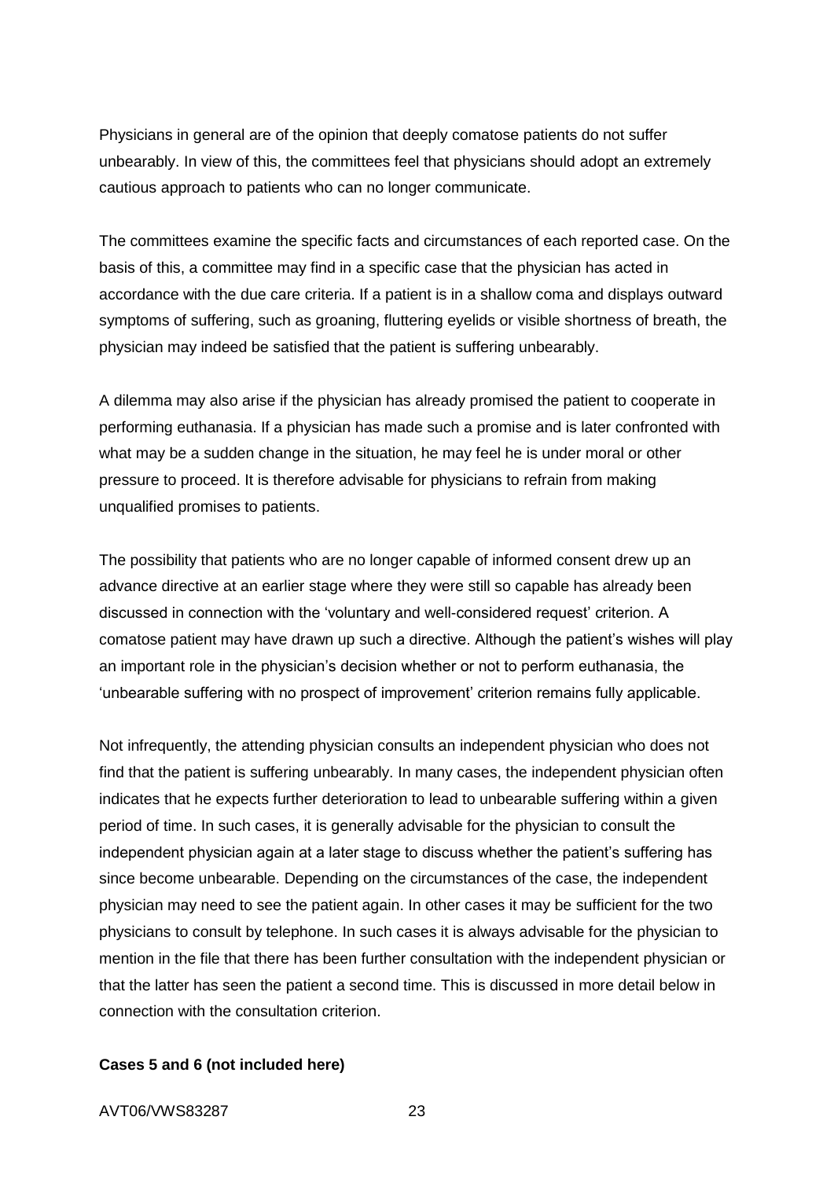Physicians in general are of the opinion that deeply comatose patients do not suffer unbearably. In view of this, the committees feel that physicians should adopt an extremely cautious approach to patients who can no longer communicate.

The committees examine the specific facts and circumstances of each reported case. On the basis of this, a committee may find in a specific case that the physician has acted in accordance with the due care criteria. If a patient is in a shallow coma and displays outward symptoms of suffering, such as groaning, fluttering eyelids or visible shortness of breath, the physician may indeed be satisfied that the patient is suffering unbearably.

A dilemma may also arise if the physician has already promised the patient to cooperate in performing euthanasia. If a physician has made such a promise and is later confronted with what may be a sudden change in the situation, he may feel he is under moral or other pressure to proceed. It is therefore advisable for physicians to refrain from making unqualified promises to patients.

The possibility that patients who are no longer capable of informed consent drew up an advance directive at an earlier stage where they were still so capable has already been discussed in connection with the 'voluntary and well-considered request' criterion. A comatose patient may have drawn up such a directive. Although the patient's wishes will play an important role in the physician's decision whether or not to perform euthanasia, the 'unbearable suffering with no prospect of improvement' criterion remains fully applicable.

Not infrequently, the attending physician consults an independent physician who does not find that the patient is suffering unbearably. In many cases, the independent physician often indicates that he expects further deterioration to lead to unbearable suffering within a given period of time. In such cases, it is generally advisable for the physician to consult the independent physician again at a later stage to discuss whether the patient's suffering has since become unbearable. Depending on the circumstances of the case, the independent physician may need to see the patient again. In other cases it may be sufficient for the two physicians to consult by telephone. In such cases it is always advisable for the physician to mention in the file that there has been further consultation with the independent physician or that the latter has seen the patient a second time. This is discussed in more detail below in connection with the consultation criterion.

**Cases 5 and 6 (not included here)**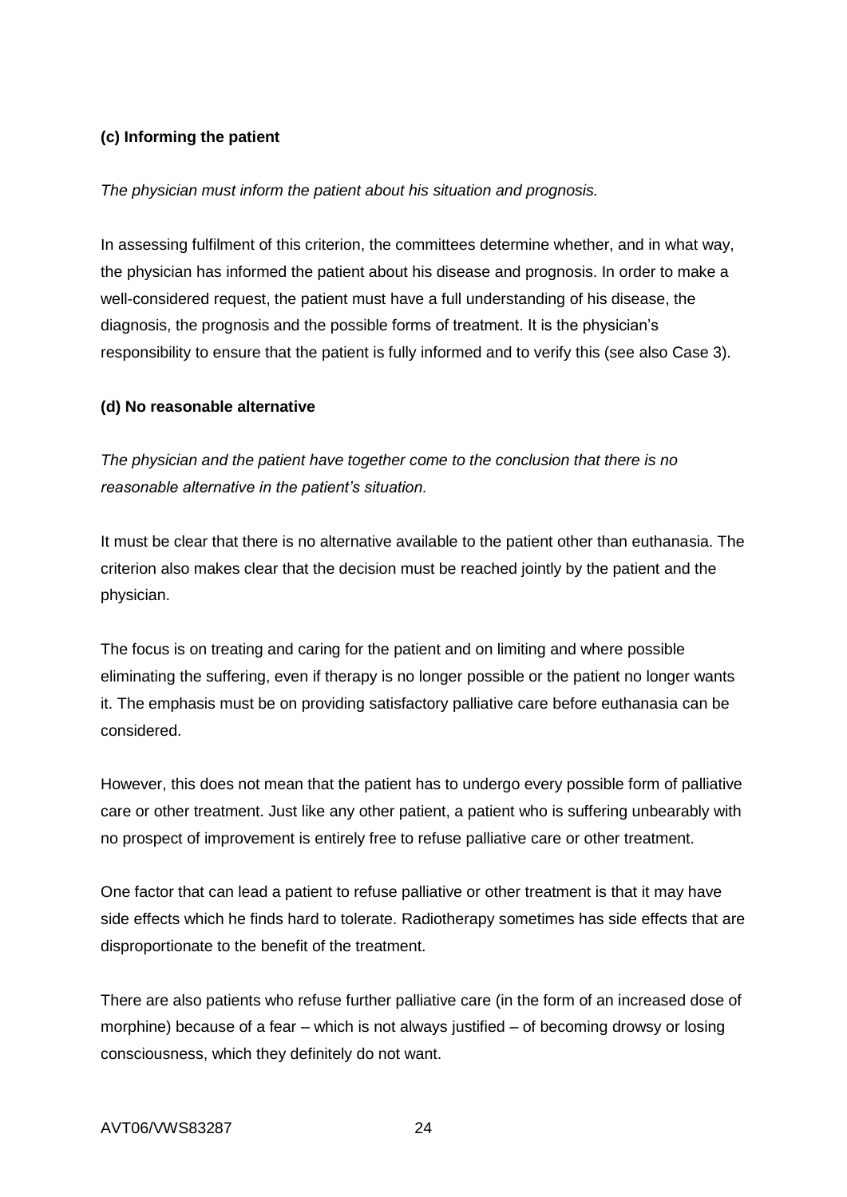**(c) Informing the patient**

*The physician must inform the patient about his situation and prognosis.*

In assessing fulfilment of this criterion, the committees determine whether, and in what way, the physician has informed the patient about his disease and prognosis. In order to make a well-considered request, the patient must have a full understanding of his disease, the diagnosis, the prognosis and the possible forms of treatment. It is the physician's responsibility to ensure that the patient is fully informed and to verify this (see also Case 3).

**(d) No reasonable alternative**

*The physician and the patient have together come to the conclusion that there is no reasonable alternative in the patient's situation.*

It must be clear that there is no alternative available to the patient other than euthanasia. The criterion also makes clear that the decision must be reached jointly by the patient and the physician.

The focus is on treating and caring for the patient and on limiting and where possible eliminating the suffering, even if therapy is no longer possible or the patient no longer wants it. The emphasis must be on providing satisfactory palliative care before euthanasia can be considered.

However, this does not mean that the patient has to undergo every possible form of palliative care or other treatment. Just like any other patient, a patient who is suffering unbearably with no prospect of improvement is entirely free to refuse palliative care or other treatment.

One factor that can lead a patient to refuse palliative or other treatment is that it may have side effects which he finds hard to tolerate. Radiotherapy sometimes has side effects that are disproportionate to the benefit of the treatment.

There are also patients who refuse further palliative care (in the form of an increased dose of morphine) because of a fear – which is not always justified – of becoming drowsy or losing consciousness, which they definitely do not want.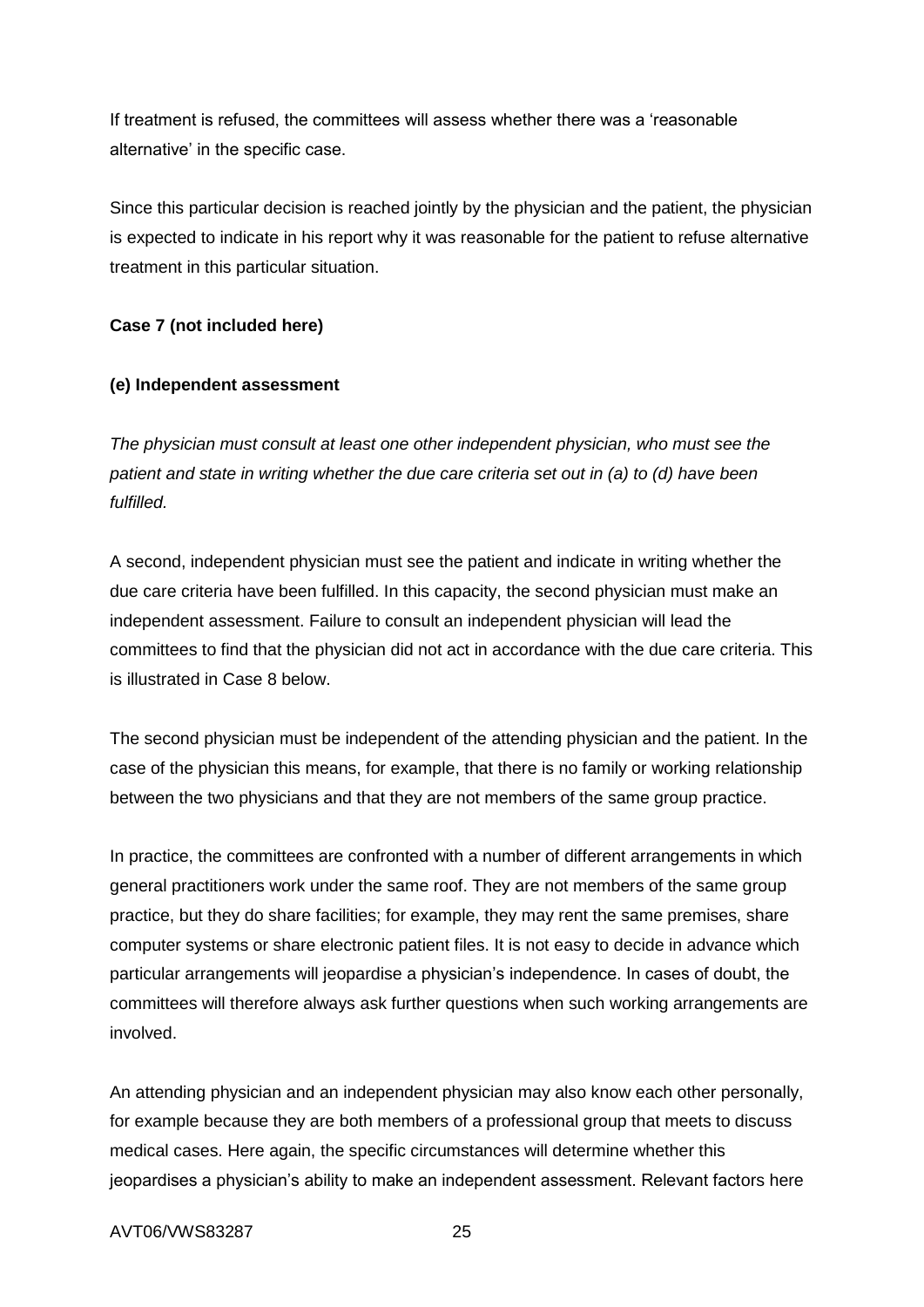If treatment is refused, the committees will assess whether there was a 'reasonable alternative' in the specific case.

Since this particular decision is reached jointly by the physician and the patient, the physician is expected to indicate in his report why it was reasonable for the patient to refuse alternative treatment in this particular situation.

**Case 7 (not included here)**

**(e) Independent assessment**

*The physician must consult at least one other independent physician, who must see the patient and state in writing whether the due care criteria set out in (a) to (d) have been fulfilled.*

A second, independent physician must see the patient and indicate in writing whether the due care criteria have been fulfilled. In this capacity, the second physician must make an independent assessment. Failure to consult an independent physician will lead the committees to find that the physician did not act in accordance with the due care criteria. This is illustrated in Case 8 below.

The second physician must be independent of the attending physician and the patient. In the case of the physician this means, for example, that there is no family or working relationship between the two physicians and that they are not members of the same group practice.

In practice, the committees are confronted with a number of different arrangements in which general practitioners work under the same roof. They are not members of the same group practice, but they do share facilities; for example, they may rent the same premises, share computer systems or share electronic patient files. It is not easy to decide in advance which particular arrangements will jeopardise a physician's independence. In cases of doubt, the committees will therefore always ask further questions when such working arrangements are involved.

An attending physician and an independent physician may also know each other personally, for example because they are both members of a professional group that meets to discuss medical cases. Here again, the specific circumstances will determine whether this jeopardises a physician's ability to make an independent assessment. Relevant factors here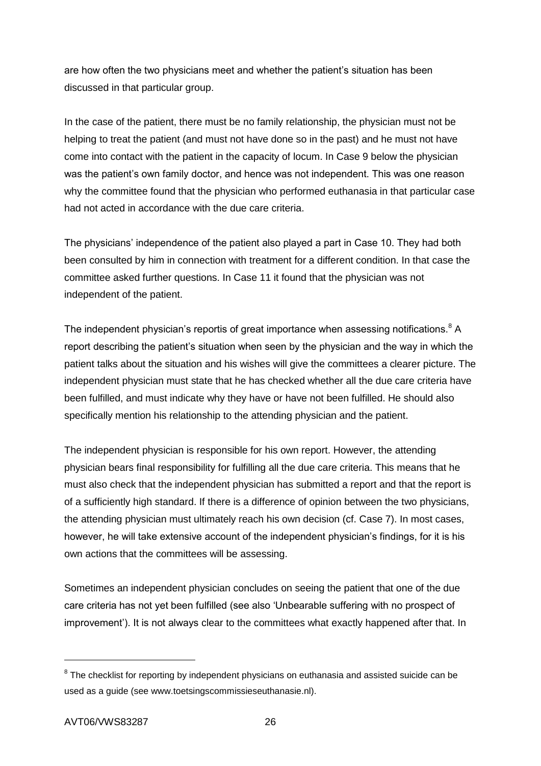are how often the two physicians meet and whether the patient's situation has been discussed in that particular group.

In the case of the patient, there must be no family relationship, the physician must not be helping to treat the patient (and must not have done so in the past) and he must not have come into contact with the patient in the capacity of locum. In Case 9 below the physician was the patient's own family doctor, and hence was not independent. This was one reason why the committee found that the physician who performed euthanasia in that particular case had not acted in accordance with the due care criteria.

The physicians' independence of the patient also played a part in Case 10. They had both been consulted by him in connection with treatment for a different condition. In that case the committee asked further questions. In Case 11 it found that the physician was not independent of the patient.

The independent physician's reportis of great importance when assessing notifications.[8] A report describing the patient's situation when seen by the physician and the way in which the patient talks about the situation and his wishes will give the committees a clearer picture. The independent physician must state that he has checked whether all the due care criteria have been fulfilled, and must indicate why they have or have not been fulfilled. He should also specifically mention his relationship to the attending physician and the patient.

The independent physician is responsible for his own report. However, the attending physician bears final responsibility for fulfilling all the due care criteria. This means that he must also check that the independent physician has submitted a report and that the report is of a sufficiently high standard. If there is a difference of opinion between the two physicians, the attending physician must ultimately reach his own decision (cf. Case 7). In most cases, however, he will take extensive account of the independent physician's findings, for it is his own actions that the committees will be assessing.

Sometimes an independent physician concludes on seeing the patient that one of the due care criteria has not yet been fulfilled (see also 'Unbearable suffering with no prospect of improvement'). It is not always clear to the committees what exactly happened after that. In

---

[8] The checklist for reporting by independent physicians on euthanasia and assisted suicide can be used as a guide (see www.toetsingscommissieseuthanasie.nl).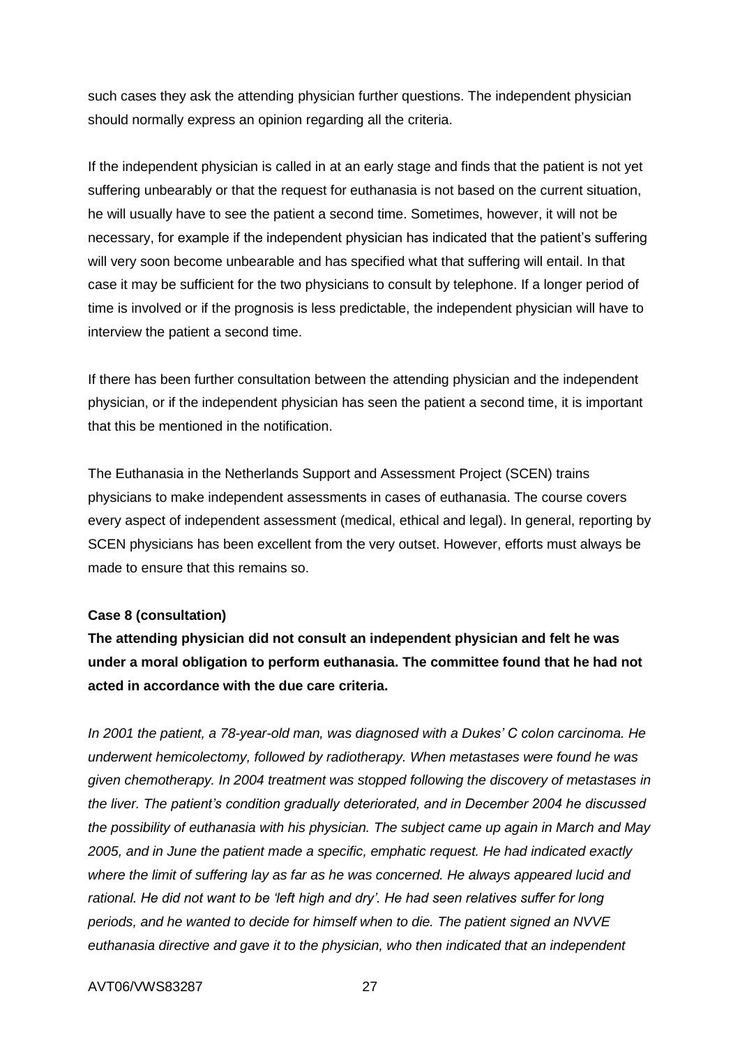such cases they ask the attending physician further questions. The independent physician should normally express an opinion regarding all the criteria.

If the independent physician is called in at an early stage and finds that the patient is not yet suffering unbearably or that the request for euthanasia is not based on the current situation, he will usually have to see the patient a second time. Sometimes, however, it will not be necessary, for example if the independent physician has indicated that the patient's suffering will very soon become unbearable and has specified what that suffering will entail. In that case it may be sufficient for the two physicians to consult by telephone. If a longer period of time is involved or if the prognosis is less predictable, the independent physician will have to interview the patient a second time.

If there has been further consultation between the attending physician and the independent physician, or if the independent physician has seen the patient a second time, it is important that this be mentioned in the notification.

The Euthanasia in the Netherlands Support and Assessment Project (SCEN) trains physicians to make independent assessments in cases of euthanasia. The course covers every aspect of independent assessment (medical, ethical and legal). In general, reporting by SCEN physicians has been excellent from the very outset. However, efforts must always be made to ensure that this remains so.

**Case 8 (consultation)**

**The attending physician did not consult an independent physician and felt he was under a moral obligation to perform euthanasia. The committee found that he had not acted in accordance with the due care criteria.**

*In 2001 the patient, a 78-year-old man, was diagnosed with a Dukes' C colon carcinoma. He underwent hemicolectomy, followed by radiotherapy. When metastases were found he was given chemotherapy. In 2004 treatment was stopped following the discovery of metastases in the liver. The patient's condition gradually deteriorated, and in December 2004 he discussed the possibility of euthanasia with his physician. The subject came up again in March and May 2005, and in June the patient made a specific, emphatic request. He had indicated exactly where the limit of suffering lay as far as he was concerned. He always appeared lucid and rational. He did not want to be 'left high and dry'. He had seen relatives suffer for long periods, and he wanted to decide for himself when to die. The patient signed an NVVE euthanasia directive and gave it to the physician, who then indicated that an independent*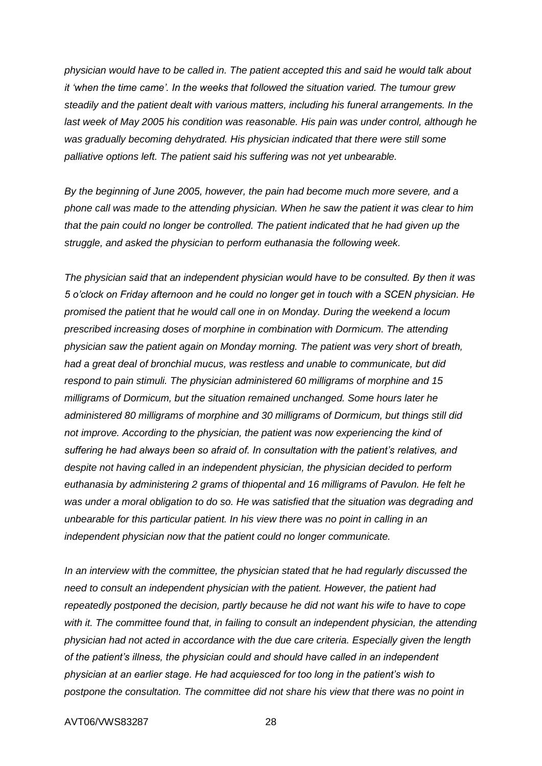*physician would have to be called in. The patient accepted this and said he would talk about it 'when the time came'. In the weeks that followed the situation varied. The tumour grew steadily and the patient dealt with various matters, including his funeral arrangements. In the last week of May 2005 his condition was reasonable. His pain was under control, although he was gradually becoming dehydrated. His physician indicated that there were still some palliative options left. The patient said his suffering was not yet unbearable.*

*By the beginning of June 2005, however, the pain had become much more severe, and a phone call was made to the attending physician. When he saw the patient it was clear to him that the pain could no longer be controlled. The patient indicated that he had given up the struggle, and asked the physician to perform euthanasia the following week.*

*The physician said that an independent physician would have to be consulted. By then it was 5 o'clock on Friday afternoon and he could no longer get in touch with a SCEN physician. He promised the patient that he would call one in on Monday. During the weekend a locum prescribed increasing doses of morphine in combination with Dormicum. The attending physician saw the patient again on Monday morning. The patient was very short of breath, had a great deal of bronchial mucus, was restless and unable to communicate, but did respond to pain stimuli. The physician administered 60 milligrams of morphine and 15 milligrams of Dormicum, but the situation remained unchanged. Some hours later he administered 80 milligrams of morphine and 30 milligrams of Dormicum, but things still did not improve. According to the physician, the patient was now experiencing the kind of suffering he had always been so afraid of. In consultation with the patient's relatives, and despite not having called in an independent physician, the physician decided to perform euthanasia by administering 2 grams of thiopental and 16 milligrams of Pavulon. He felt he was under a moral obligation to do so. He was satisfied that the situation was degrading and unbearable for this particular patient. In his view there was no point in calling in an independent physician now that the patient could no longer communicate.*

*In an interview with the committee, the physician stated that he had regularly discussed the need to consult an independent physician with the patient. However, the patient had repeatedly postponed the decision, partly because he did not want his wife to have to cope with it. The committee found that, in failing to consult an independent physician, the attending physician had not acted in accordance with the due care criteria. Especially given the length of the patient's illness, the physician could and should have called in an independent physician at an earlier stage. He had acquiesced for too long in the patient's wish to postpone the consultation. The committee did not share his view that there was no point in*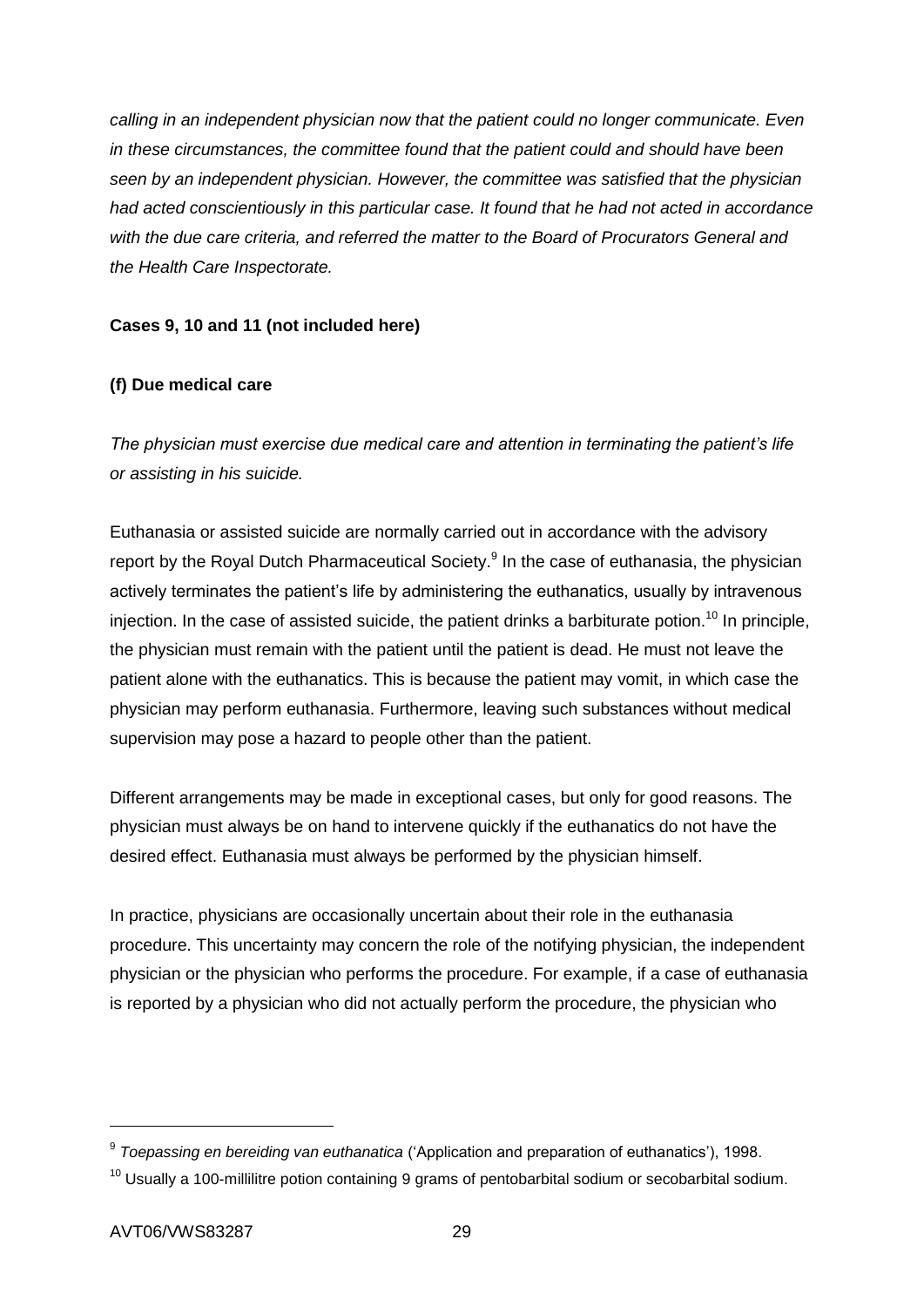*calling in an independent physician now that the patient could no longer communicate. Even in these circumstances, the committee found that the patient could and should have been seen by an independent physician. However, the committee was satisfied that the physician had acted conscientiously in this particular case. It found that he had not acted in accordance with the due care criteria, and referred the matter to the Board of Procurators General and the Health Care Inspectorate.*

**Cases 9, 10 and 11 (not included here)**

**(f) Due medical care**

*The physician must exercise due medical care and attention in terminating the patient's life or assisting in his suicide.*

Euthanasia or assisted suicide are normally carried out in accordance with the advisory report by the Royal Dutch Pharmaceutical Society.[9] In the case of euthanasia, the physician actively terminates the patient's life by administering the euthanatics, usually by intravenous injection. In the case of assisted suicide, the patient drinks a barbiturate potion.[10] In principle, the physician must remain with the patient until the patient is dead. He must not leave the patient alone with the euthanatics. This is because the patient may vomit, in which case the physician may perform euthanasia. Furthermore, leaving such substances without medical supervision may pose a hazard to people other than the patient.

Different arrangements may be made in exceptional cases, but only for good reasons. The physician must always be on hand to intervene quickly if the euthanatics do not have the desired effect. Euthanasia must always be performed by the physician himself.

In practice, physicians are occasionally uncertain about their role in the euthanasia procedure. This uncertainty may concern the role of the notifying physician, the independent physician or the physician who performs the procedure. For example, if a case of euthanasia is reported by a physician who did not actually perform the procedure, the physician who

---

[9] *Toepassing en bereiding van euthanatica* ('Application and preparation of euthanatics'), 1998.

[10] Usually a 100-millilitre potion containing 9 grams of pentobarbital sodium or secobarbital sodium.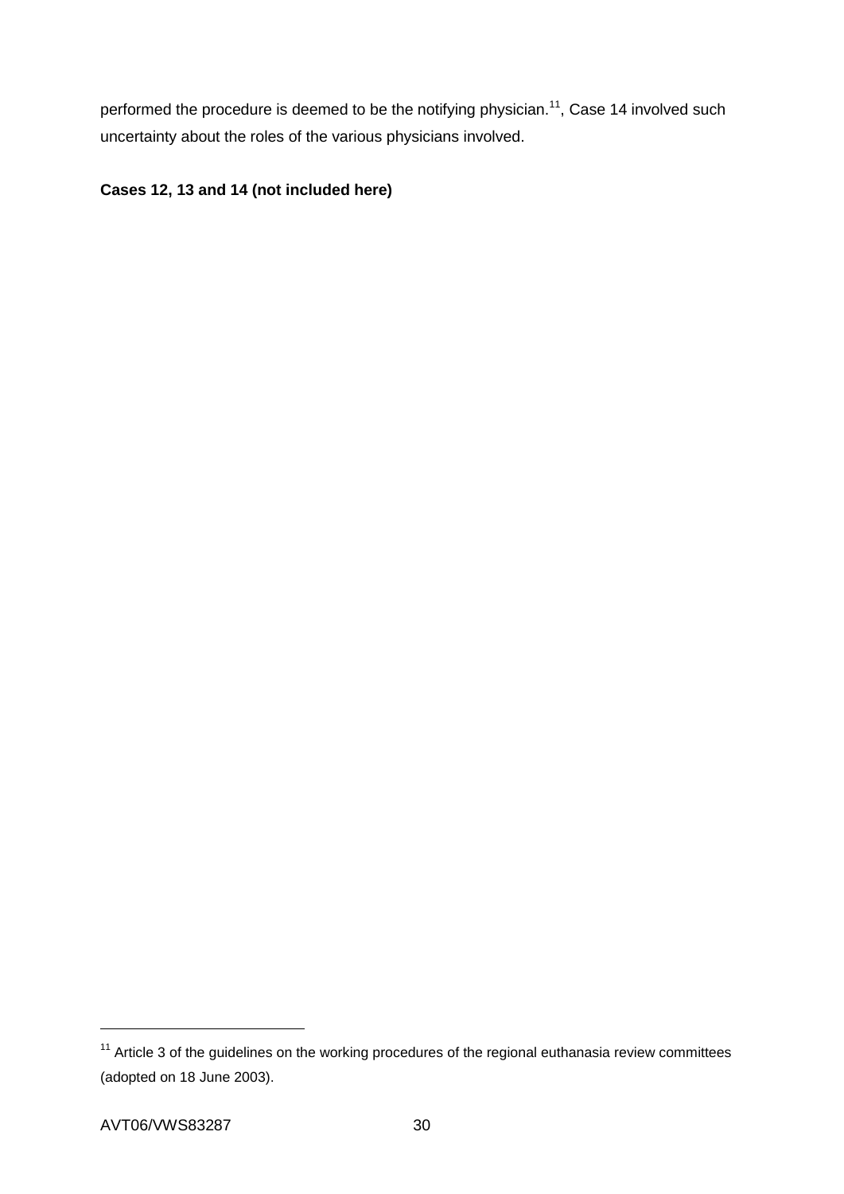performed the procedure is deemed to be the notifying physician.[11], Case 14 involved such uncertainty about the roles of the various physicians involved.

**Cases 12, 13 and 14 (not included here)**

[11] Article 3 of the guidelines on the working procedures of the regional euthanasia review committees (adopted on 18 June 2003).